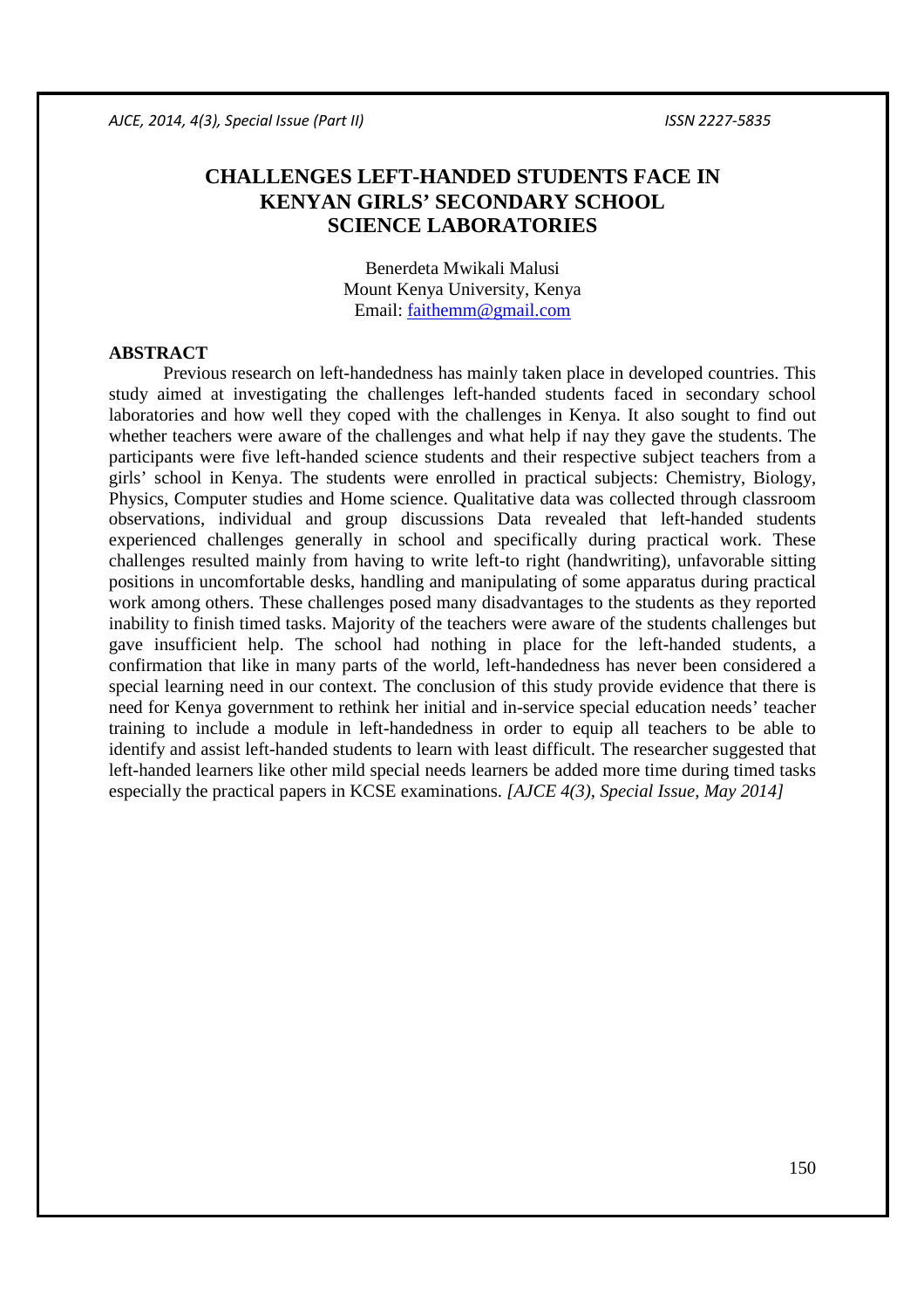# CHALLENGES LEFT-HANDED STUDENTS FACE IN KENYAN GIRLS' SECONDARY SCHOOL SCIENCE LABORATORIES

Benerdeta Mwikali Malusi
Mount Kenya University, Kenya
Email: faithemm@gmail.com

## ABSTRACT

Previous research on left-handedness has mainly taken place in developed countries. This study aimed at investigating the challenges left-handed students faced in secondary school laboratories and how well they coped with the challenges in Kenya. It also sought to find out whether teachers were aware of the challenges and what help if nay they gave the students. The participants were five left-handed science students and their respective subject teachers from a girls' school in Kenya. The students were enrolled in practical subjects: Chemistry, Biology, Physics, Computer studies and Home science. Qualitative data was collected through classroom observations, individual and group discussions Data revealed that left-handed students experienced challenges generally in school and specifically during practical work. These challenges resulted mainly from having to write left-to right (handwriting), unfavorable sitting positions in uncomfortable desks, handling and manipulating of some apparatus during practical work among others. These challenges posed many disadvantages to the students as they reported inability to finish timed tasks. Majority of the teachers were aware of the students challenges but gave insufficient help. The school had nothing in place for the left-handed students, a confirmation that like in many parts of the world, left-handedness has never been considered a special learning need in our context. The conclusion of this study provide evidence that there is need for Kenya government to rethink her initial and in-service special education needs' teacher training to include a module in left-handedness in order to equip all teachers to be able to identify and assist left-handed students to learn with least difficult. The researcher suggested that left-handed learners like other mild special needs learners be added more time during timed tasks especially the practical papers in KCSE examinations. *[AJCE 4(3), Special Issue, May 2014]*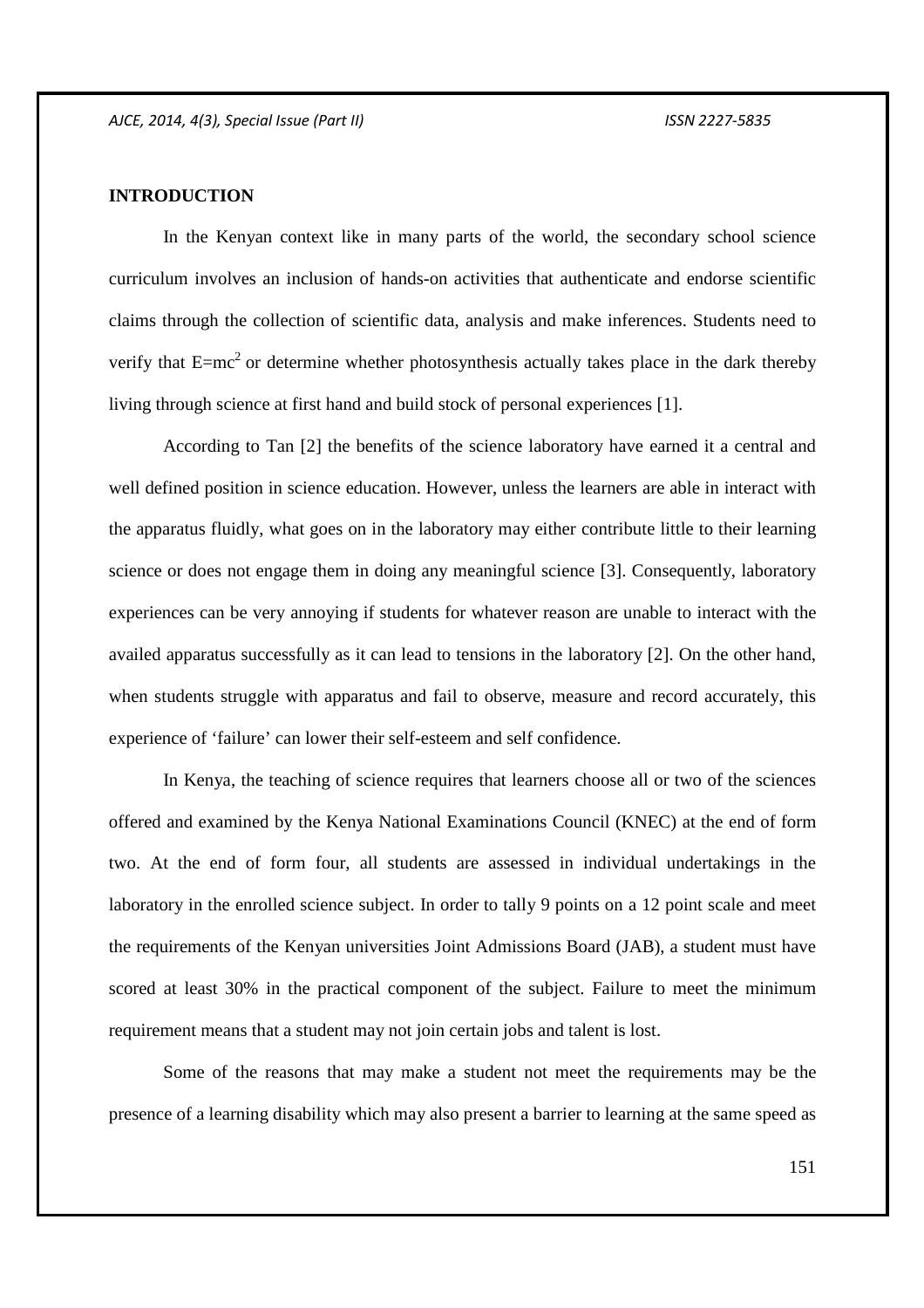## INTRODUCTION

In the Kenyan context like in many parts of the world, the secondary school science curriculum involves an inclusion of hands-on activities that authenticate and endorse scientific claims through the collection of scientific data, analysis and make inferences. Students need to verify that $E=mc^2$ or determine whether photosynthesis actually takes place in the dark thereby living through science at first hand and build stock of personal experiences [1].

According to Tan [2] the benefits of the science laboratory have earned it a central and well defined position in science education. However, unless the learners are able in interact with the apparatus fluidly, what goes on in the laboratory may either contribute little to their learning science or does not engage them in doing any meaningful science [3]. Consequently, laboratory experiences can be very annoying if students for whatever reason are unable to interact with the availed apparatus successfully as it can lead to tensions in the laboratory [2]. On the other hand, when students struggle with apparatus and fail to observe, measure and record accurately, this experience of 'failure' can lower their self-esteem and self confidence.

In Kenya, the teaching of science requires that learners choose all or two of the sciences offered and examined by the Kenya National Examinations Council (KNEC) at the end of form two. At the end of form four, all students are assessed in individual undertakings in the laboratory in the enrolled science subject. In order to tally 9 points on a 12 point scale and meet the requirements of the Kenyan universities Joint Admissions Board (JAB), a student must have scored at least 30% in the practical component of the subject. Failure to meet the minimum requirement means that a student may not join certain jobs and talent is lost.

Some of the reasons that may make a student not meet the requirements may be the presence of a learning disability which may also present a barrier to learning at the same speed as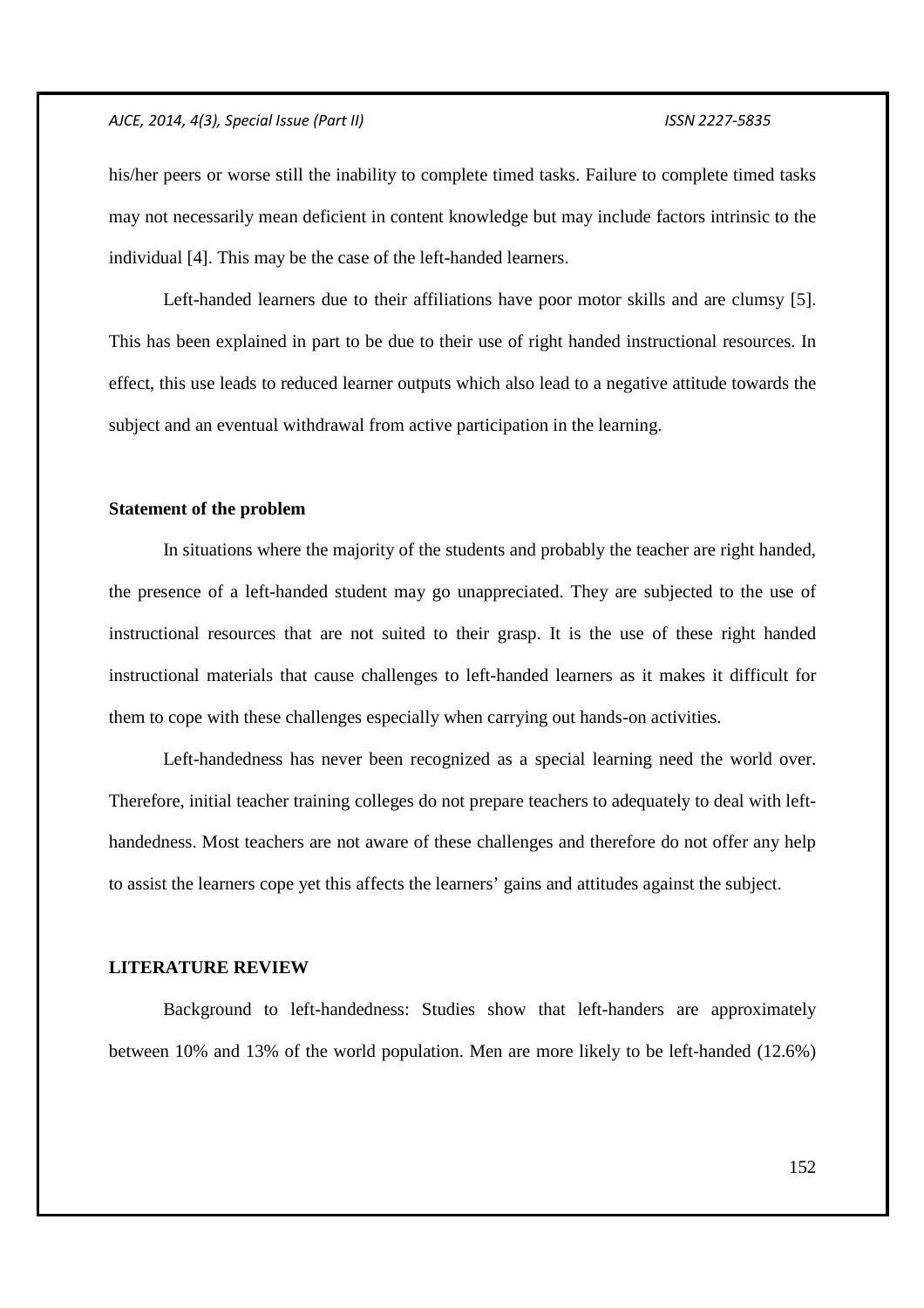his/her peers or worse still the inability to complete timed tasks. Failure to complete timed tasks may not necessarily mean deficient in content knowledge but may include factors intrinsic to the individual [4]. This may be the case of the left-handed learners.

Left-handed learners due to their affiliations have poor motor skills and are clumsy [5]. This has been explained in part to be due to their use of right handed instructional resources. In effect, this use leads to reduced learner outputs which also lead to a negative attitude towards the subject and an eventual withdrawal from active participation in the learning.

**Statement of the problem**

In situations where the majority of the students and probably the teacher are right handed, the presence of a left-handed student may go unappreciated. They are subjected to the use of instructional resources that are not suited to their grasp. It is the use of these right handed instructional materials that cause challenges to left-handed learners as it makes it difficult for them to cope with these challenges especially when carrying out hands-on activities.

Left-handedness has never been recognized as a special learning need the world over. Therefore, initial teacher training colleges do not prepare teachers to adequately to deal with left-handedness. Most teachers are not aware of these challenges and therefore do not offer any help to assist the learners cope yet this affects the learners' gains and attitudes against the subject.

## LITERATURE REVIEW

Background to left-handedness: Studies show that left-handers are approximately between 10% and 13% of the world population. Men are more likely to be left-handed (12.6%)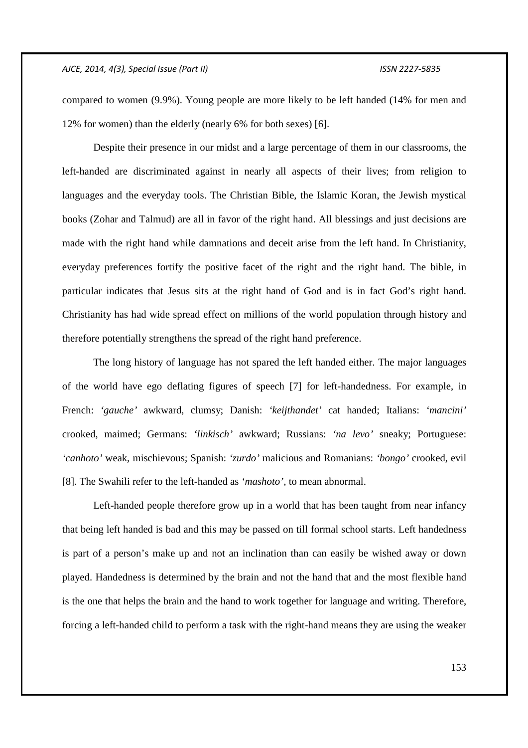compared to women (9.9%). Young people are more likely to be left handed (14% for men and 12% for women) than the elderly (nearly 6% for both sexes) [6].

Despite their presence in our midst and a large percentage of them in our classrooms, the left-handed are discriminated against in nearly all aspects of their lives; from religion to languages and the everyday tools. The Christian Bible, the Islamic Koran, the Jewish mystical books (Zohar and Talmud) are all in favor of the right hand. All blessings and just decisions are made with the right hand while damnations and deceit arise from the left hand. In Christianity, everyday preferences fortify the positive facet of the right and the right hand. The bible, in particular indicates that Jesus sits at the right hand of God and is in fact God's right hand. Christianity has had wide spread effect on millions of the world population through history and therefore potentially strengthens the spread of the right hand preference.

The long history of language has not spared the left handed either. The major languages of the world have ego deflating figures of speech [7] for left-handedness. For example, in French: *'gauche'* awkward, clumsy; Danish: *'keijthandet'* cat handed; Italians: *'mancini'* crooked, maimed; Germans: *'linkisch'* awkward; Russians: *'na levo'* sneaky; Portuguese: *'canhoto'* weak, mischievous; Spanish: *'zurdo'* malicious and Romanians: *'bongo'* crooked, evil [8]. The Swahili refer to the left-handed as *'mashoto'*, to mean abnormal.

Left-handed people therefore grow up in a world that has been taught from near infancy that being left handed is bad and this may be passed on till formal school starts. Left handedness is part of a person's make up and not an inclination than can easily be wished away or down played. Handedness is determined by the brain and not the hand that and the most flexible hand is the one that helps the brain and the hand to work together for language and writing. Therefore, forcing a left-handed child to perform a task with the right-hand means they are using the weaker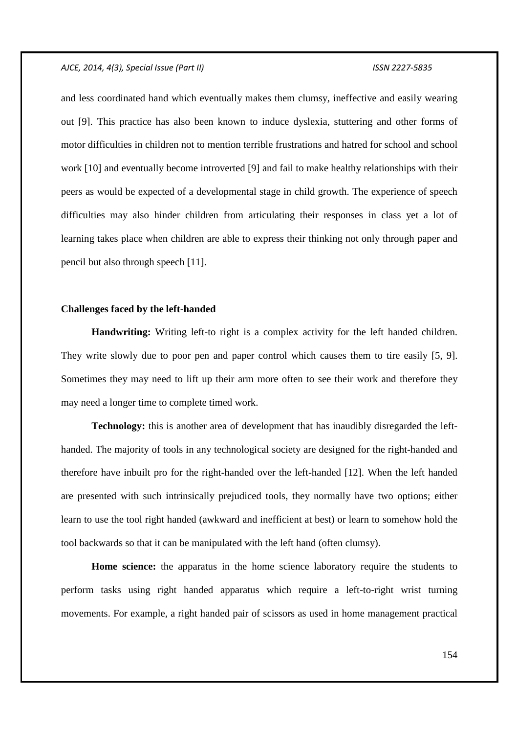and less coordinated hand which eventually makes them clumsy, ineffective and easily wearing out [9]. This practice has also been known to induce dyslexia, stuttering and other forms of motor difficulties in children not to mention terrible frustrations and hatred for school and school work [10] and eventually become introverted [9] and fail to make healthy relationships with their peers as would be expected of a developmental stage in child growth. The experience of speech difficulties may also hinder children from articulating their responses in class yet a lot of learning takes place when children are able to express their thinking not only through paper and pencil but also through speech [11].

## Challenges faced by the left-handed

**Handwriting:** Writing left-to right is a complex activity for the left handed children. They write slowly due to poor pen and paper control which causes them to tire easily [5, 9]. Sometimes they may need to lift up their arm more often to see their work and therefore they may need a longer time to complete timed work.

**Technology:** this is another area of development that has inaudibly disregarded the left-handed. The majority of tools in any technological society are designed for the right-handed and therefore have inbuilt pro for the right-handed over the left-handed [12]. When the left handed are presented with such intrinsically prejudiced tools, they normally have two options; either learn to use the tool right handed (awkward and inefficient at best) or learn to somehow hold the tool backwards so that it can be manipulated with the left hand (often clumsy).

**Home science:** the apparatus in the home science laboratory require the students to perform tasks using right handed apparatus which require a left-to-right wrist turning movements. For example, a right handed pair of scissors as used in home management practical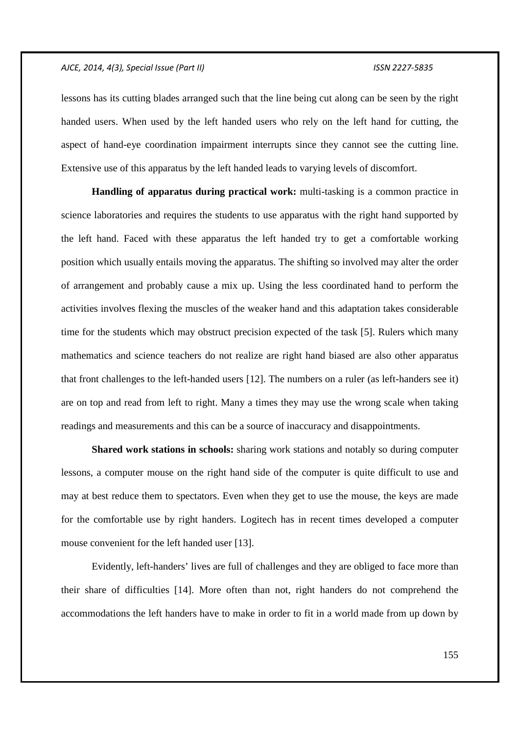lessons has its cutting blades arranged such that the line being cut along can be seen by the right handed users. When used by the left handed users who rely on the left hand for cutting, the aspect of hand-eye coordination impairment interrupts since they cannot see the cutting line. Extensive use of this apparatus by the left handed leads to varying levels of discomfort.

**Handling of apparatus during practical work:** multi-tasking is a common practice in science laboratories and requires the students to use apparatus with the right hand supported by the left hand. Faced with these apparatus the left handed try to get a comfortable working position which usually entails moving the apparatus. The shifting so involved may alter the order of arrangement and probably cause a mix up. Using the less coordinated hand to perform the activities involves flexing the muscles of the weaker hand and this adaptation takes considerable time for the students which may obstruct precision expected of the task [5]. Rulers which many mathematics and science teachers do not realize are right hand biased are also other apparatus that front challenges to the left-handed users [12]. The numbers on a ruler (as left-handers see it) are on top and read from left to right. Many a times they may use the wrong scale when taking readings and measurements and this can be a source of inaccuracy and disappointments.

**Shared work stations in schools:** sharing work stations and notably so during computer lessons, a computer mouse on the right hand side of the computer is quite difficult to use and may at best reduce them to spectators. Even when they get to use the mouse, the keys are made for the comfortable use by right handers. Logitech has in recent times developed a computer mouse convenient for the left handed user [13].

Evidently, left-handers' lives are full of challenges and they are obliged to face more than their share of difficulties [14]. More often than not, right handers do not comprehend the accommodations the left handers have to make in order to fit in a world made from up down by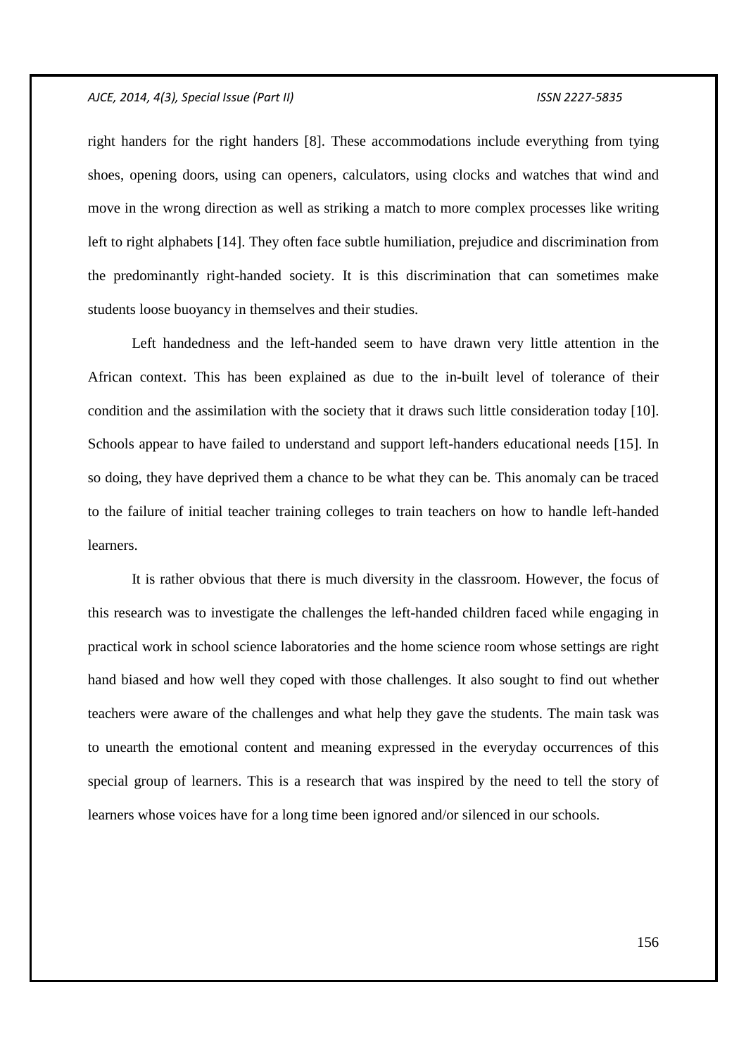right handers for the right handers [8]. These accommodations include everything from tying shoes, opening doors, using can openers, calculators, using clocks and watches that wind and move in the wrong direction as well as striking a match to more complex processes like writing left to right alphabets [14]. They often face subtle humiliation, prejudice and discrimination from the predominantly right-handed society. It is this discrimination that can sometimes make students loose buoyancy in themselves and their studies.

Left handedness and the left-handed seem to have drawn very little attention in the African context. This has been explained as due to the in-built level of tolerance of their condition and the assimilation with the society that it draws such little consideration today [10]. Schools appear to have failed to understand and support left-handers educational needs [15]. In so doing, they have deprived them a chance to be what they can be. This anomaly can be traced to the failure of initial teacher training colleges to train teachers on how to handle left-handed learners.

It is rather obvious that there is much diversity in the classroom. However, the focus of this research was to investigate the challenges the left-handed children faced while engaging in practical work in school science laboratories and the home science room whose settings are right hand biased and how well they coped with those challenges. It also sought to find out whether teachers were aware of the challenges and what help they gave the students. The main task was to unearth the emotional content and meaning expressed in the everyday occurrences of this special group of learners. This is a research that was inspired by the need to tell the story of learners whose voices have for a long time been ignored and/or silenced in our schools.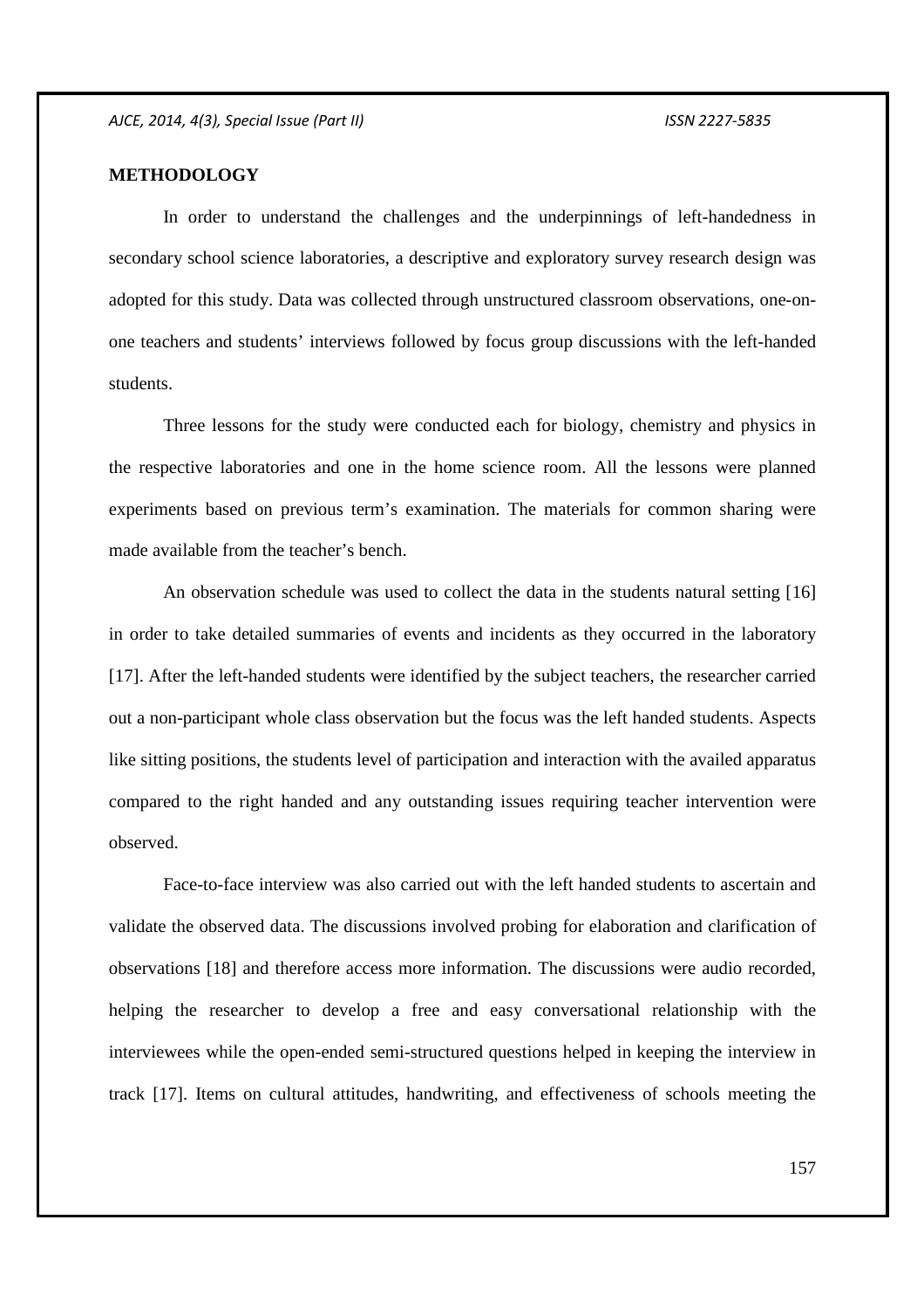## METHODOLOGY

In order to understand the challenges and the underpinnings of left-handedness in secondary school science laboratories, a descriptive and exploratory survey research design was adopted for this study. Data was collected through unstructured classroom observations, one-on-one teachers and students' interviews followed by focus group discussions with the left-handed students.

Three lessons for the study were conducted each for biology, chemistry and physics in the respective laboratories and one in the home science room. All the lessons were planned experiments based on previous term's examination. The materials for common sharing were made available from the teacher's bench.

An observation schedule was used to collect the data in the students natural setting [16] in order to take detailed summaries of events and incidents as they occurred in the laboratory [17]. After the left-handed students were identified by the subject teachers, the researcher carried out a non-participant whole class observation but the focus was the left handed students. Aspects like sitting positions, the students level of participation and interaction with the availed apparatus compared to the right handed and any outstanding issues requiring teacher intervention were observed.

Face-to-face interview was also carried out with the left handed students to ascertain and validate the observed data. The discussions involved probing for elaboration and clarification of observations [18] and therefore access more information. The discussions were audio recorded, helping the researcher to develop a free and easy conversational relationship with the interviewees while the open-ended semi-structured questions helped in keeping the interview in track [17]. Items on cultural attitudes, handwriting, and effectiveness of schools meeting the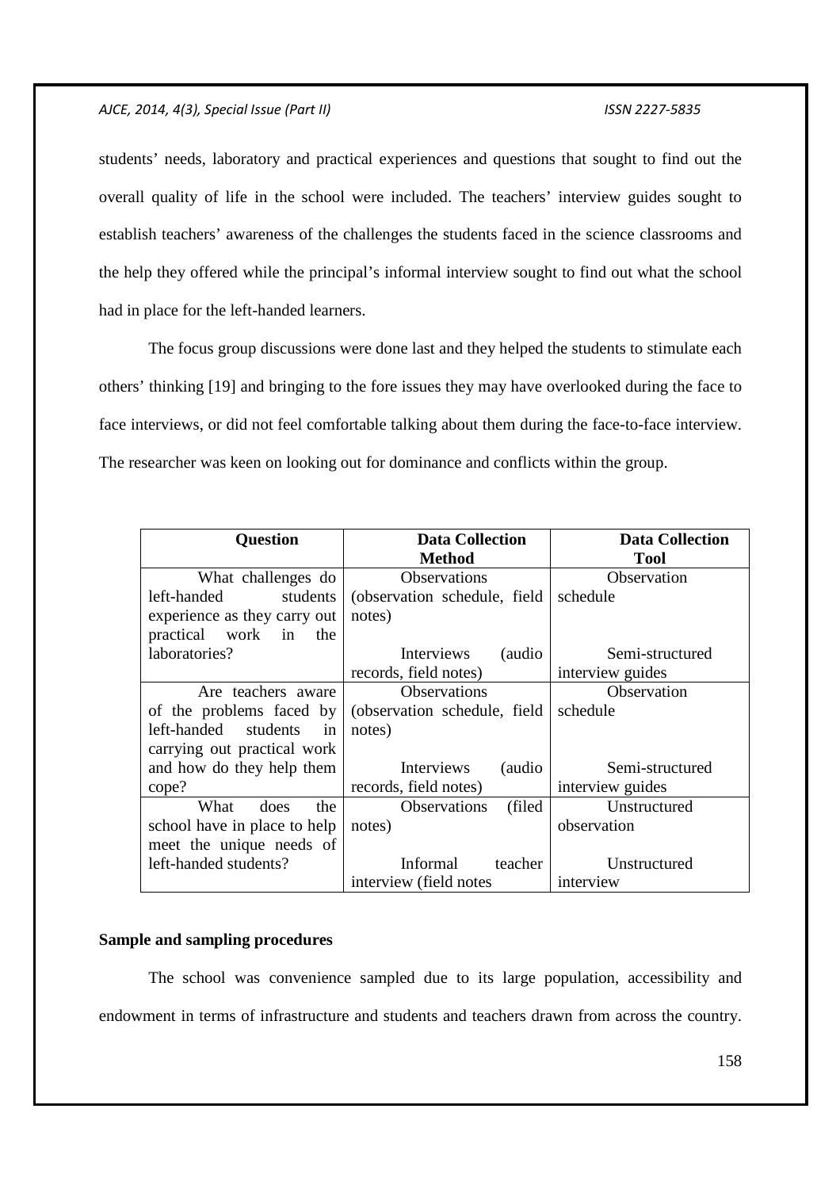students' needs, laboratory and practical experiences and questions that sought to find out the overall quality of life in the school were included. The teachers' interview guides sought to establish teachers' awareness of the challenges the students faced in the science classrooms and the help they offered while the principal's informal interview sought to find out what the school had in place for the left-handed learners.

The focus group discussions were done last and they helped the students to stimulate each others' thinking [19] and bringing to the fore issues they may have overlooked during the face to face interviews, or did not feel comfortable talking about them during the face-to-face interview. The researcher was keen on looking out for dominance and conflicts within the group.

| Question | Data Collection Method | Data Collection Tool |
|---|---|---|
| What challenges do left-handed students experience as they carry out practical work in the laboratories? | Observations (observation schedule, field notes)<br><br>Interviews (audio records, field notes) | Observation schedule<br><br>Semi-structured interview guides |
| Are teachers aware of the problems faced by left-handed students in carrying out practical work and how do they help them cope? | Observations (observation schedule, field notes)<br><br>Interviews (audio records, field notes) | Observation schedule<br><br>Semi-structured interview guides |
| What does the school have in place to help meet the unique needs of left-handed students? | Observations (filed notes)<br><br>Informal teacher interview (field notes | Unstructured observation<br><br>Unstructured interview |

**Sample and sampling procedures**

The school was convenience sampled due to its large population, accessibility and endowment in terms of infrastructure and students and teachers drawn from across the country.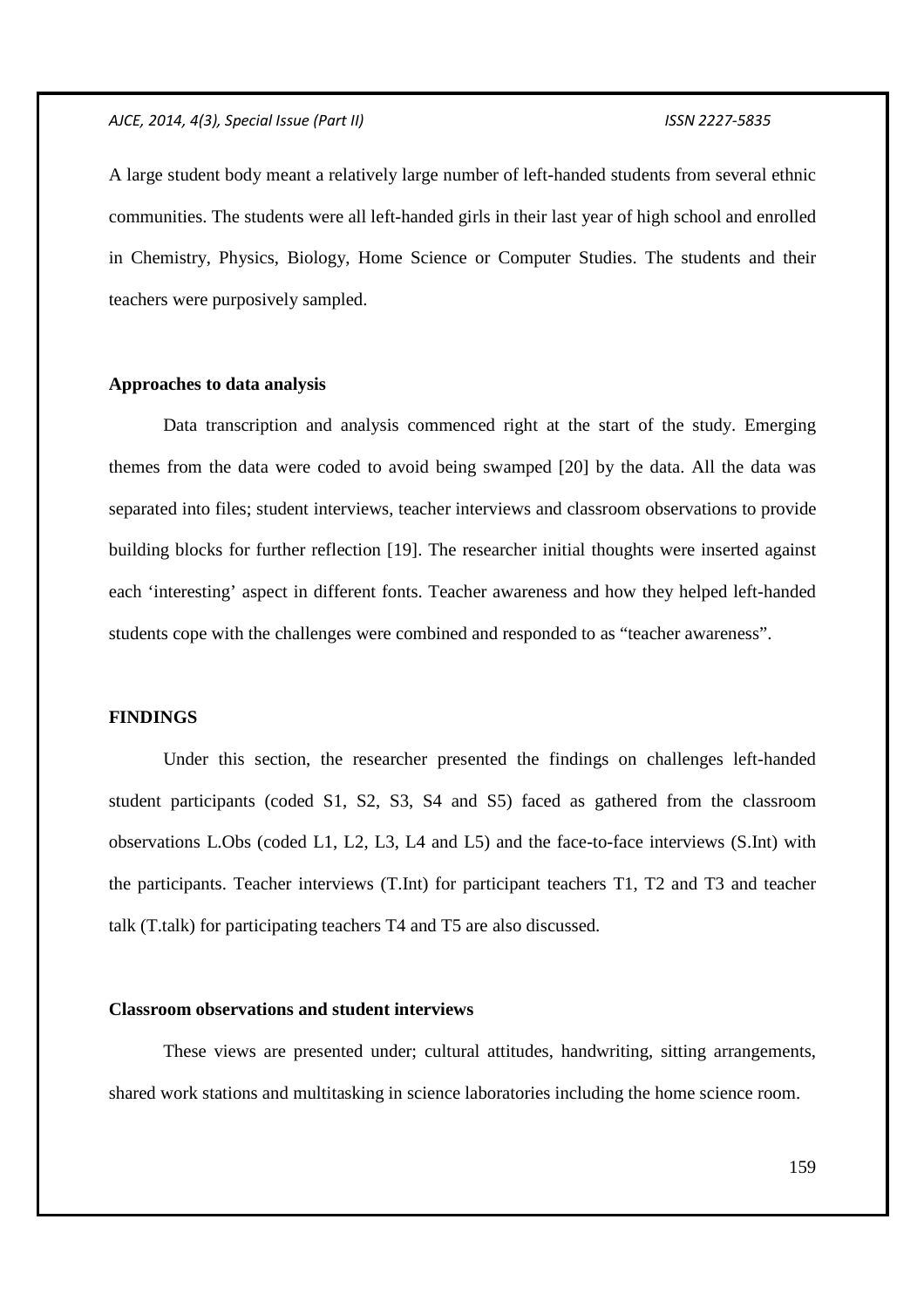A large student body meant a relatively large number of left-handed students from several ethnic communities. The students were all left-handed girls in their last year of high school and enrolled in Chemistry, Physics, Biology, Home Science or Computer Studies. The students and their teachers were purposively sampled.

### Approaches to data analysis

Data transcription and analysis commenced right at the start of the study. Emerging themes from the data were coded to avoid being swamped [20] by the data. All the data was separated into files; student interviews, teacher interviews and classroom observations to provide building blocks for further reflection [19]. The researcher initial thoughts were inserted against each 'interesting' aspect in different fonts. Teacher awareness and how they helped left-handed students cope with the challenges were combined and responded to as "teacher awareness".

## FINDINGS

Under this section, the researcher presented the findings on challenges left-handed student participants (coded S1, S2, S3, S4 and S5) faced as gathered from the classroom observations L.Obs (coded L1, L2, L3, L4 and L5) and the face-to-face interviews (S.Int) with the participants. Teacher interviews (T.Int) for participant teachers T1, T2 and T3 and teacher talk (T.talk) for participating teachers T4 and T5 are also discussed.

### Classroom observations and student interviews

These views are presented under; cultural attitudes, handwriting, sitting arrangements, shared work stations and multitasking in science laboratories including the home science room.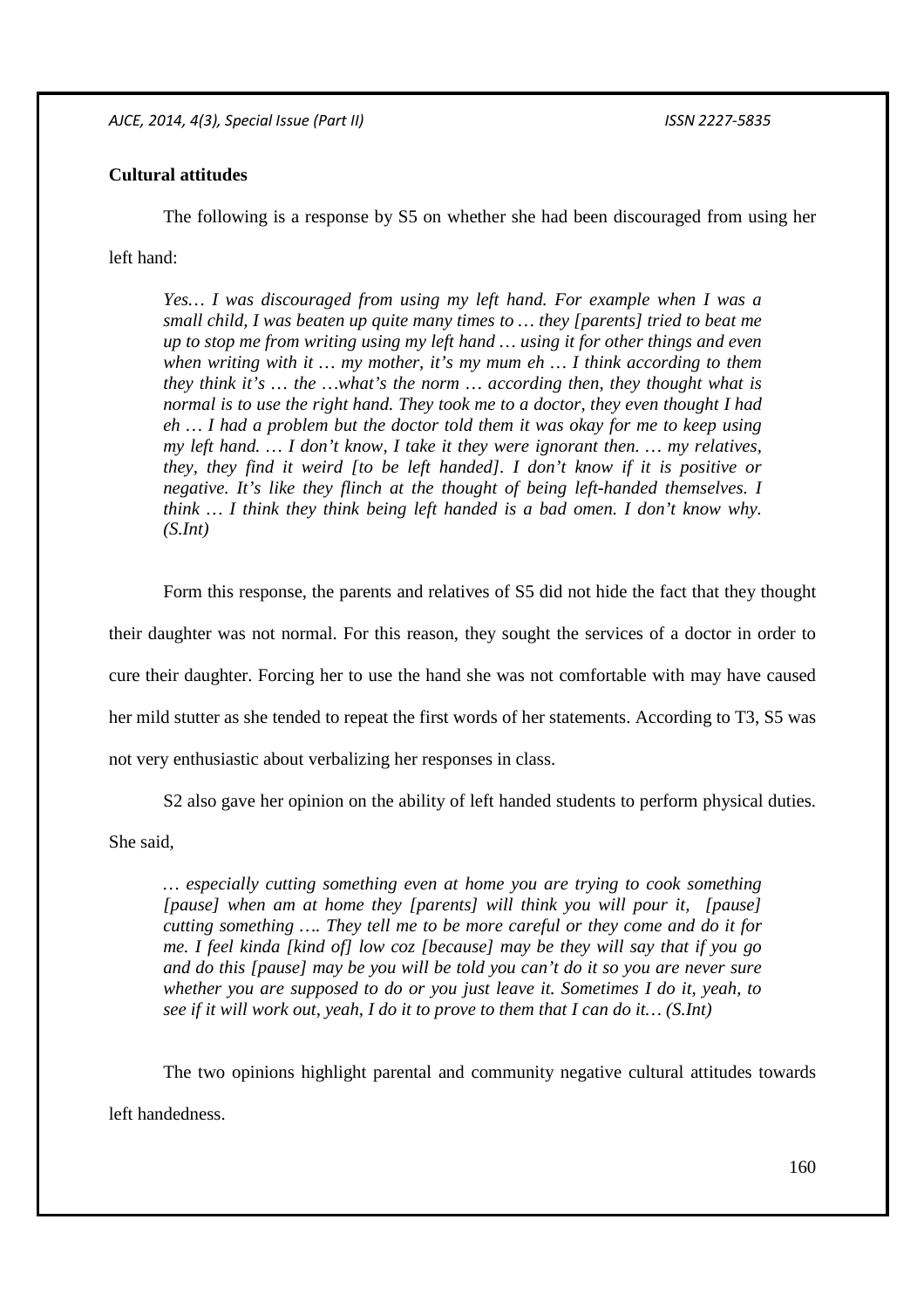**Cultural attitudes**

The following is a response by S5 on whether she had been discouraged from using her left hand:

> *Yes… I was discouraged from using my left hand. For example when I was a small child, I was beaten up quite many times to … they [parents] tried to beat me up to stop me from writing using my left hand … using it for other things and even when writing with it … my mother, it's my mum eh … I think according to them they think it's … the …what's the norm … according then, they thought what is normal is to use the right hand. They took me to a doctor, they even thought I had eh … I had a problem but the doctor told them it was okay for me to keep using my left hand. … I don't know, I take it they were ignorant then. … my relatives, they, they find it weird [to be left handed]. I don't know if it is positive or negative. It's like they flinch at the thought of being left-handed themselves. I think … I think they think being left handed is a bad omen. I don't know why. (S.Int)*

Form this response, the parents and relatives of S5 did not hide the fact that they thought their daughter was not normal. For this reason, they sought the services of a doctor in order to cure their daughter. Forcing her to use the hand she was not comfortable with may have caused her mild stutter as she tended to repeat the first words of her statements. According to T3, S5 was not very enthusiastic about verbalizing her responses in class.

S2 also gave her opinion on the ability of left handed students to perform physical duties. She said,

> *… especially cutting something even at home you are trying to cook something [pause] when am at home they [parents] will think you will pour it, [pause] cutting something …. They tell me to be more careful or they come and do it for me. I feel kinda [kind of] low coz [because] may be they will say that if you go and do this [pause] may be you will be told you can't do it so you are never sure whether you are supposed to do or you just leave it. Sometimes I do it, yeah, to see if it will work out, yeah, I do it to prove to them that I can do it… (S.Int)*

The two opinions highlight parental and community negative cultural attitudes towards left handedness.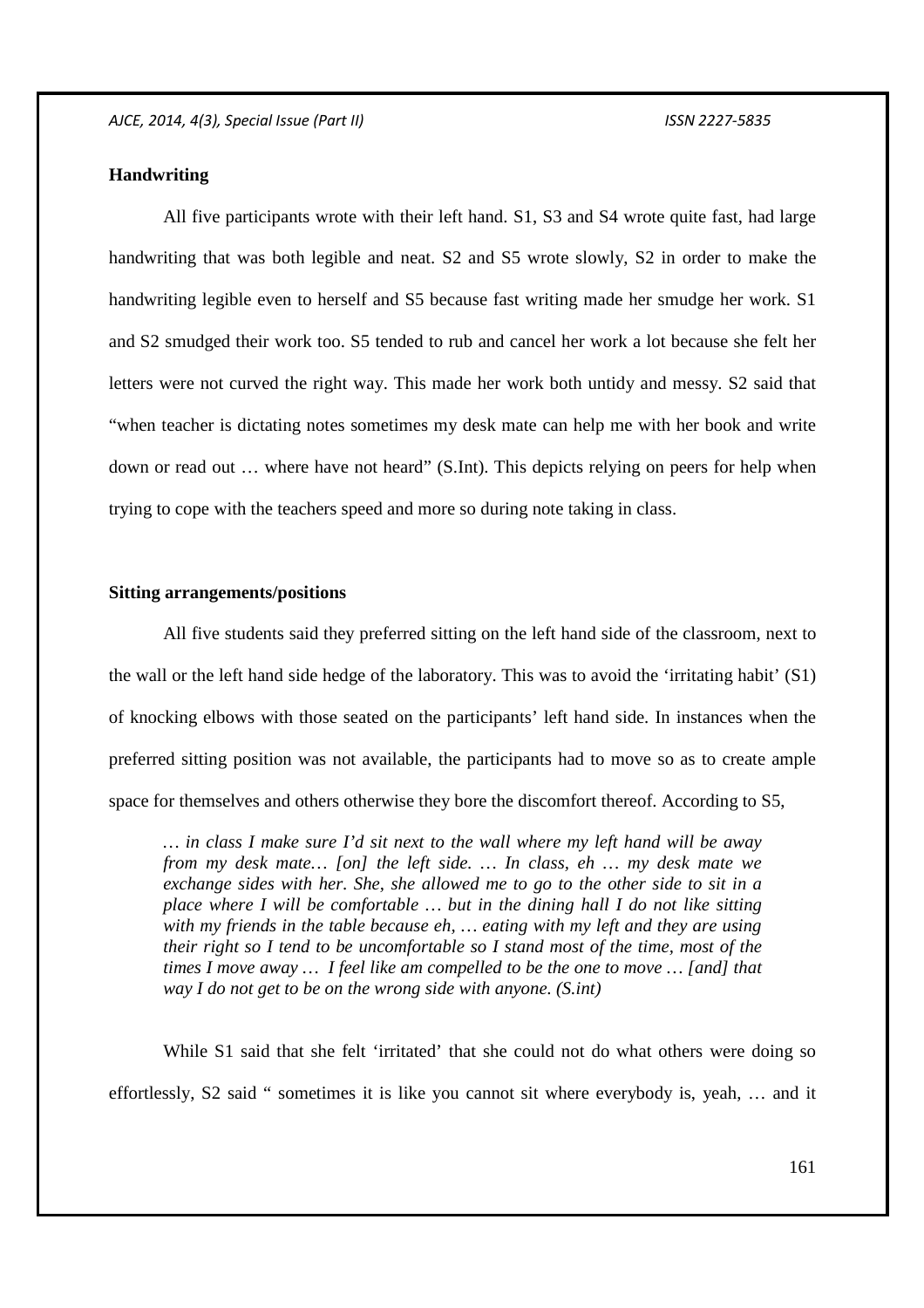**Handwriting**

All five participants wrote with their left hand. S1, S3 and S4 wrote quite fast, had large handwriting that was both legible and neat. S2 and S5 wrote slowly, S2 in order to make the handwriting legible even to herself and S5 because fast writing made her smudge her work. S1 and S2 smudged their work too. S5 tended to rub and cancel her work a lot because she felt her letters were not curved the right way. This made her work both untidy and messy. S2 said that "when teacher is dictating notes sometimes my desk mate can help me with her book and write down or read out … where have not heard" (S.Int). This depicts relying on peers for help when trying to cope with the teachers speed and more so during note taking in class.

**Sitting arrangements/positions**

All five students said they preferred sitting on the left hand side of the classroom, next to the wall or the left hand side hedge of the laboratory. This was to avoid the 'irritating habit' (S1) of knocking elbows with those seated on the participants' left hand side. In instances when the preferred sitting position was not available, the participants had to move so as to create ample space for themselves and others otherwise they bore the discomfort thereof. According to S5,

> *… in class I make sure I'd sit next to the wall where my left hand will be away from my desk mate… [on] the left side. … In class, eh … my desk mate we exchange sides with her. She, she allowed me to go to the other side to sit in a place where I will be comfortable … but in the dining hall I do not like sitting with my friends in the table because eh, … eating with my left and they are using their right so I tend to be uncomfortable so I stand most of the time, most of the times I move away … I feel like am compelled to be the one to move … [and] that way I do not get to be on the wrong side with anyone. (S.int)*

While S1 said that she felt 'irritated' that she could not do what others were doing so effortlessly, S2 said " sometimes it is like you cannot sit where everybody is, yeah, … and it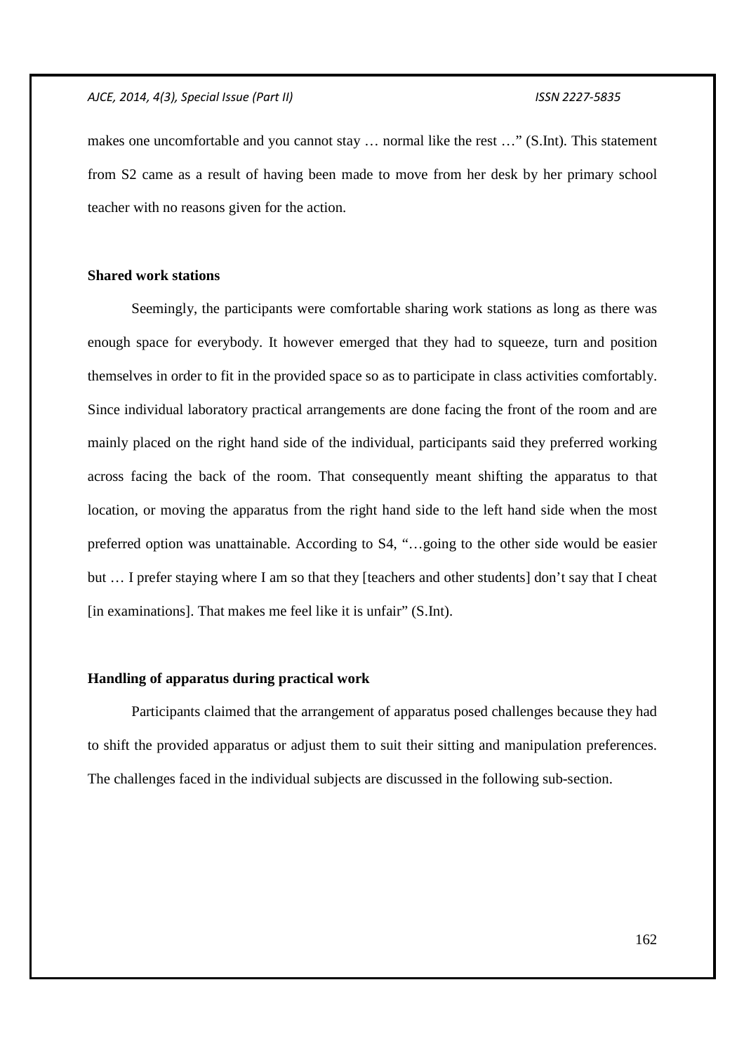makes one uncomfortable and you cannot stay … normal like the rest …" (S.Int). This statement from S2 came as a result of having been made to move from her desk by her primary school teacher with no reasons given for the action.

**Shared work stations**

Seemingly, the participants were comfortable sharing work stations as long as there was enough space for everybody. It however emerged that they had to squeeze, turn and position themselves in order to fit in the provided space so as to participate in class activities comfortably. Since individual laboratory practical arrangements are done facing the front of the room and are mainly placed on the right hand side of the individual, participants said they preferred working across facing the back of the room. That consequently meant shifting the apparatus to that location, or moving the apparatus from the right hand side to the left hand side when the most preferred option was unattainable. According to S4, "…going to the other side would be easier but … I prefer staying where I am so that they [teachers and other students] don't say that I cheat [in examinations]. That makes me feel like it is unfair" (S.Int).

**Handling of apparatus during practical work**

Participants claimed that the arrangement of apparatus posed challenges because they had to shift the provided apparatus or adjust them to suit their sitting and manipulation preferences. The challenges faced in the individual subjects are discussed in the following sub-section.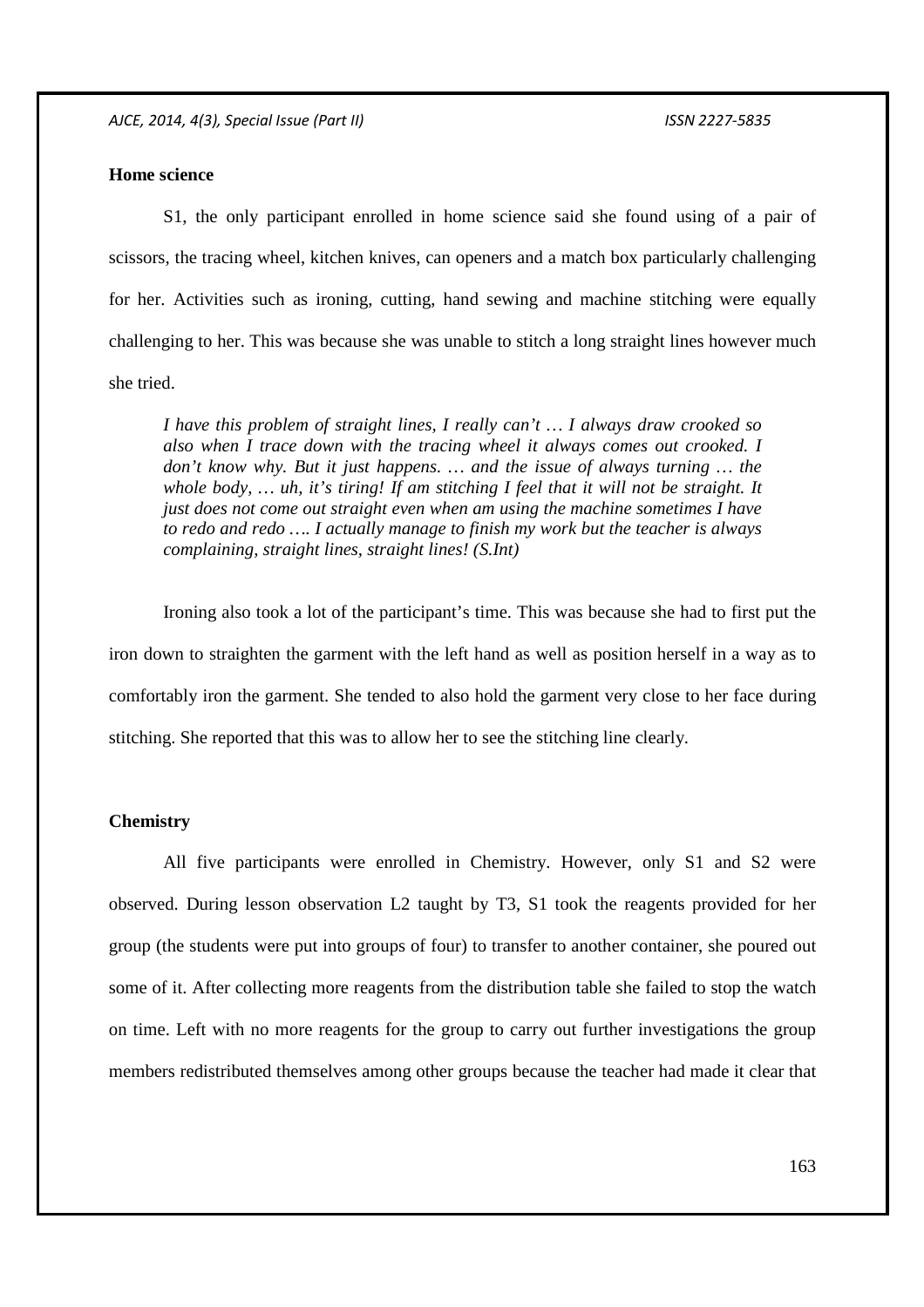**Home science**

S1, the only participant enrolled in home science said she found using of a pair of scissors, the tracing wheel, kitchen knives, can openers and a match box particularly challenging for her. Activities such as ironing, cutting, hand sewing and machine stitching were equally challenging to her. This was because she was unable to stitch a long straight lines however much she tried.

> *I have this problem of straight lines, I really can't … I always draw crooked so also when I trace down with the tracing wheel it always comes out crooked. I don't know why. But it just happens. … and the issue of always turning … the whole body, … uh, it's tiring! If am stitching I feel that it will not be straight. It just does not come out straight even when am using the machine sometimes I have to redo and redo …. I actually manage to finish my work but the teacher is always complaining, straight lines, straight lines! (S.Int)*

Ironing also took a lot of the participant's time. This was because she had to first put the iron down to straighten the garment with the left hand as well as position herself in a way as to comfortably iron the garment. She tended to also hold the garment very close to her face during stitching. She reported that this was to allow her to see the stitching line clearly.

**Chemistry**

All five participants were enrolled in Chemistry. However, only S1 and S2 were observed. During lesson observation L2 taught by T3, S1 took the reagents provided for her group (the students were put into groups of four) to transfer to another container, she poured out some of it. After collecting more reagents from the distribution table she failed to stop the watch on time. Left with no more reagents for the group to carry out further investigations the group members redistributed themselves among other groups because the teacher had made it clear that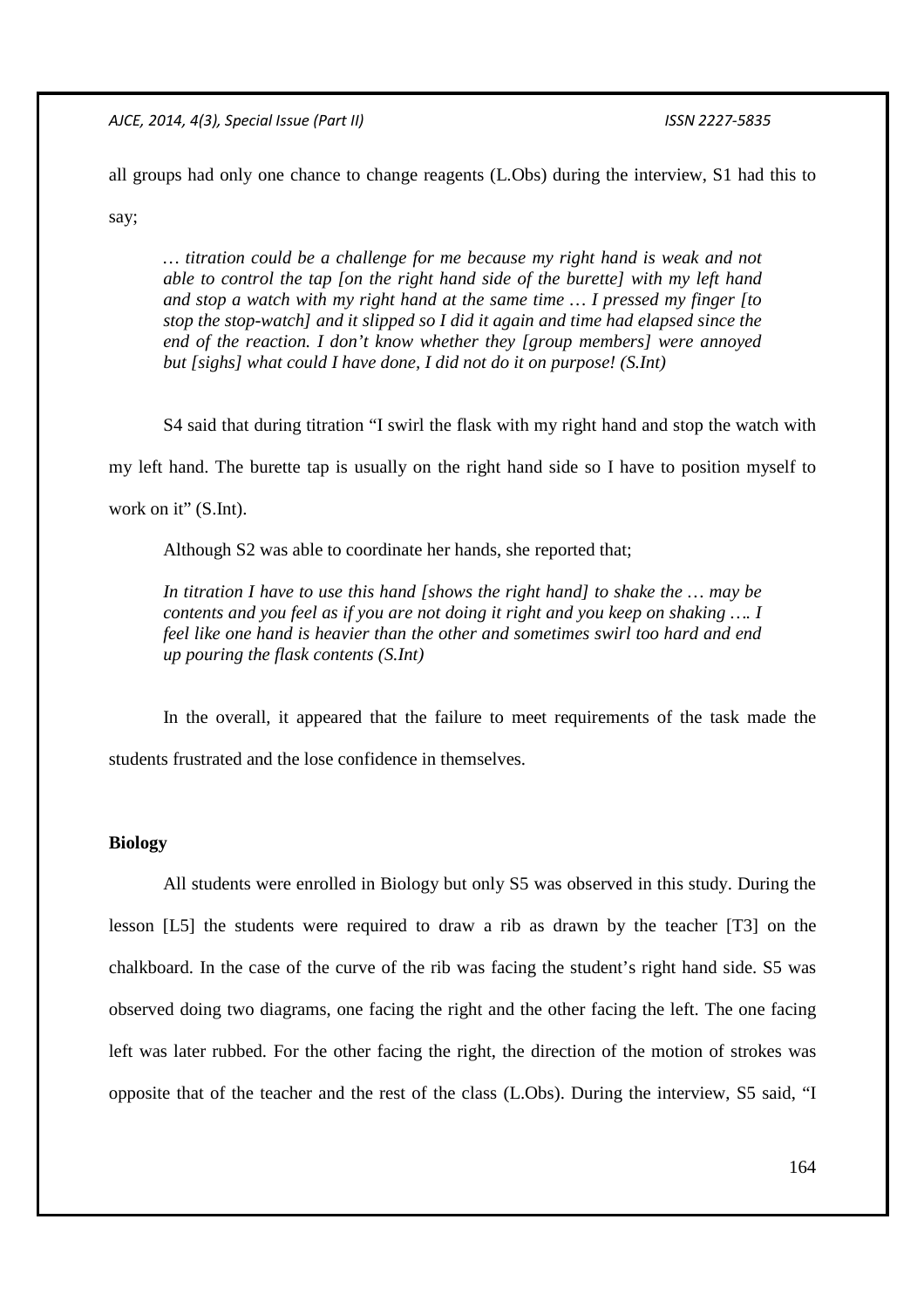all groups had only one chance to change reagents (L.Obs) during the interview, S1 had this to say;

> *… titration could be a challenge for me because my right hand is weak and not able to control the tap [on the right hand side of the burette] with my left hand and stop a watch with my right hand at the same time … I pressed my finger [to stop the stop-watch] and it slipped so I did it again and time had elapsed since the end of the reaction. I don't know whether they [group members] were annoyed but [sighs] what could I have done, I did not do it on purpose! (S.Int)*

S4 said that during titration "I swirl the flask with my right hand and stop the watch with my left hand. The burette tap is usually on the right hand side so I have to position myself to work on it" (S.Int).

Although S2 was able to coordinate her hands, she reported that;

> *In titration I have to use this hand [shows the right hand] to shake the … may be contents and you feel as if you are not doing it right and you keep on shaking …. I feel like one hand is heavier than the other and sometimes swirl too hard and end up pouring the flask contents (S.Int)*

In the overall, it appeared that the failure to meet requirements of the task made the students frustrated and the lose confidence in themselves.

**Biology**

All students were enrolled in Biology but only S5 was observed in this study. During the lesson [L5] the students were required to draw a rib as drawn by the teacher [T3] on the chalkboard. In the case of the curve of the rib was facing the student's right hand side. S5 was observed doing two diagrams, one facing the right and the other facing the left. The one facing left was later rubbed. For the other facing the right, the direction of the motion of strokes was opposite that of the teacher and the rest of the class (L.Obs). During the interview, S5 said, "I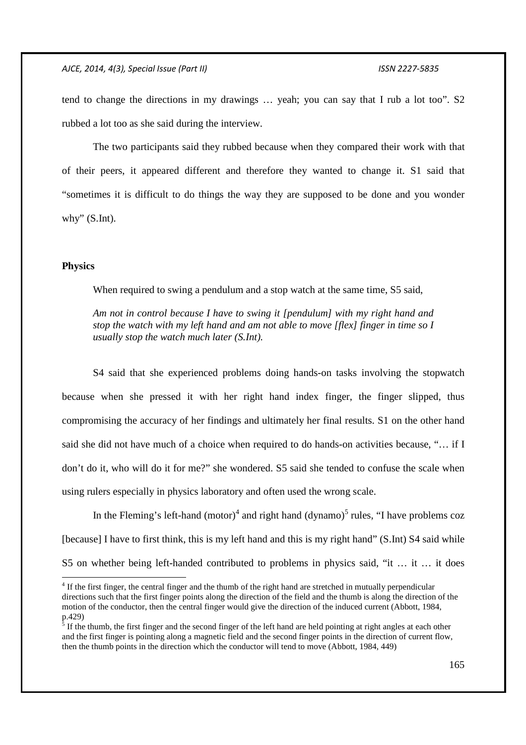tend to change the directions in my drawings … yeah; you can say that I rub a lot too". S2 rubbed a lot too as she said during the interview.

The two participants said they rubbed because when they compared their work with that of their peers, it appeared different and therefore they wanted to change it. S1 said that "sometimes it is difficult to do things the way they are supposed to be done and you wonder why" (S.Int).

## Physics

When required to swing a pendulum and a stop watch at the same time, S5 said,

> *Am not in control because I have to swing it [pendulum] with my right hand and stop the watch with my left hand and am not able to move [flex] finger in time so I usually stop the watch much later (S.Int).*

S4 said that she experienced problems doing hands-on tasks involving the stopwatch because when she pressed it with her right hand index finger, the finger slipped, thus compromising the accuracy of her findings and ultimately her final results. S1 on the other hand said she did not have much of a choice when required to do hands-on activities because, "… if I don't do it, who will do it for me?" she wondered. S5 said she tended to confuse the scale when using rulers especially in physics laboratory and often used the wrong scale.

In the Fleming's left-hand (motor)[4] and right hand (dynamo)[5] rules, "I have problems coz [because] I have to first think, this is my left hand and this is my right hand" (S.Int) S4 said while S5 on whether being left-handed contributed to problems in physics said, "it … it … it does

---

[4] If the first finger, the central finger and the thumb of the right hand are stretched in mutually perpendicular directions such that the first finger points along the direction of the field and the thumb is along the direction of the motion of the conductor, then the central finger would give the direction of the induced current (Abbott, 1984, p.429)

[5] If the thumb, the first finger and the second finger of the left hand are held pointing at right angles at each other and the first finger is pointing along a magnetic field and the second finger points in the direction of current flow, then the thumb points in the direction which the conductor will tend to move (Abbott, 1984, 449)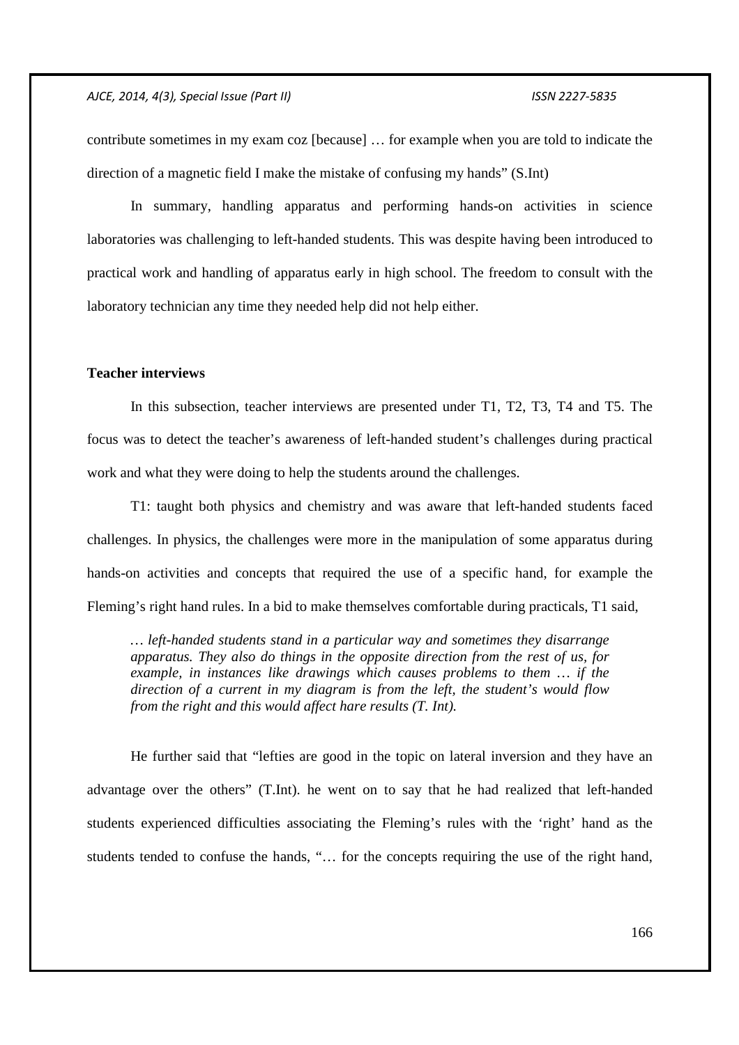contribute sometimes in my exam coz [because] … for example when you are told to indicate the direction of a magnetic field I make the mistake of confusing my hands" (S.Int)

In summary, handling apparatus and performing hands-on activities in science laboratories was challenging to left-handed students. This was despite having been introduced to practical work and handling of apparatus early in high school. The freedom to consult with the laboratory technician any time they needed help did not help either.

**Teacher interviews**

In this subsection, teacher interviews are presented under T1, T2, T3, T4 and T5. The focus was to detect the teacher's awareness of left-handed student's challenges during practical work and what they were doing to help the students around the challenges.

T1: taught both physics and chemistry and was aware that left-handed students faced challenges. In physics, the challenges were more in the manipulation of some apparatus during hands-on activities and concepts that required the use of a specific hand, for example the Fleming's right hand rules. In a bid to make themselves comfortable during practicals, T1 said,

> *… left-handed students stand in a particular way and sometimes they disarrange apparatus. They also do things in the opposite direction from the rest of us, for example, in instances like drawings which causes problems to them … if the direction of a current in my diagram is from the left, the student's would flow from the right and this would affect hare results (T. Int).*

He further said that "lefties are good in the topic on lateral inversion and they have an advantage over the others" (T.Int). he went on to say that he had realized that left-handed students experienced difficulties associating the Fleming's rules with the 'right' hand as the students tended to confuse the hands, "… for the concepts requiring the use of the right hand,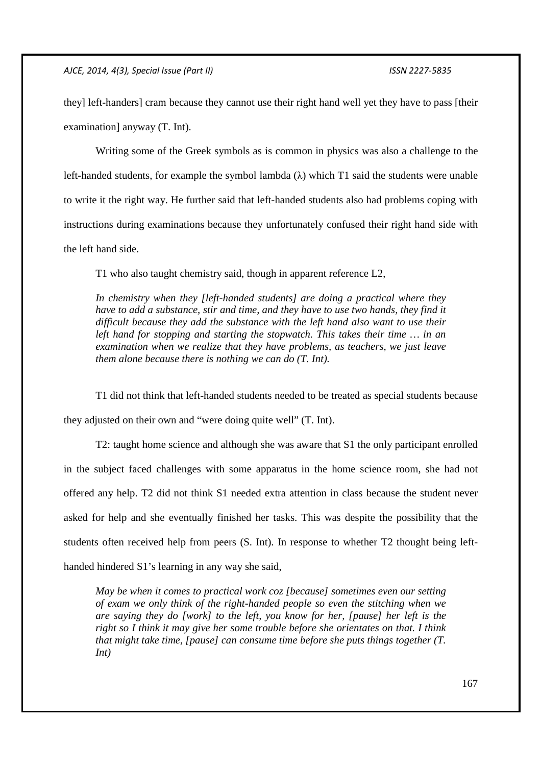they] left-handers] cram because they cannot use their right hand well yet they have to pass [their examination] anyway (T. Int).

Writing some of the Greek symbols as is common in physics was also a challenge to the left-handed students, for example the symbol lambda (λ) which T1 said the students were unable to write it the right way. He further said that left-handed students also had problems coping with instructions during examinations because they unfortunately confused their right hand side with the left hand side.

T1 who also taught chemistry said, though in apparent reference L2,

> *In chemistry when they [left-handed students] are doing a practical where they have to add a substance, stir and time, and they have to use two hands, they find it difficult because they add the substance with the left hand also want to use their left hand for stopping and starting the stopwatch. This takes their time … in an examination when we realize that they have problems, as teachers, we just leave them alone because there is nothing we can do (T. Int).*

T1 did not think that left-handed students needed to be treated as special students because they adjusted on their own and "were doing quite well" (T. Int).

T2: taught home science and although she was aware that S1 the only participant enrolled in the subject faced challenges with some apparatus in the home science room, she had not offered any help. T2 did not think S1 needed extra attention in class because the student never asked for help and she eventually finished her tasks. This was despite the possibility that the students often received help from peers (S. Int). In response to whether T2 thought being left-handed hindered S1's learning in any way she said,

> *May be when it comes to practical work coz [because] sometimes even our setting of exam we only think of the right-handed people so even the stitching when we are saying they do [work] to the left, you know for her, [pause] her left is the right so I think it may give her some trouble before she orientates on that. I think that might take time, [pause] can consume time before she puts things together (T. Int)*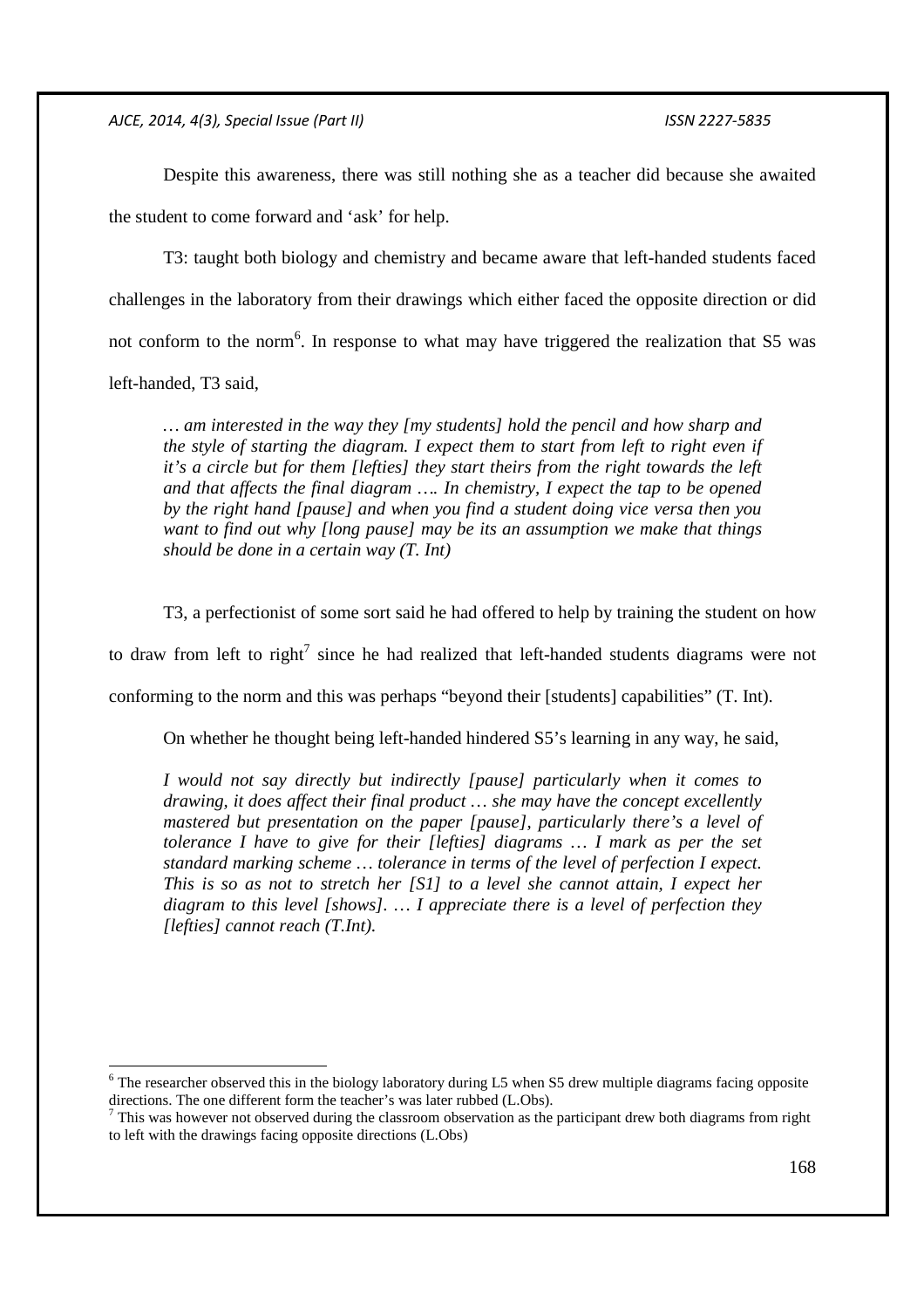Despite this awareness, there was still nothing she as a teacher did because she awaited the student to come forward and 'ask' for help.

T3: taught both biology and chemistry and became aware that left-handed students faced challenges in the laboratory from their drawings which either faced the opposite direction or did not conform to the norm[6]. In response to what may have triggered the realization that S5 was left-handed, T3 said,

> *… am interested in the way they [my students] hold the pencil and how sharp and the style of starting the diagram. I expect them to start from left to right even if it's a circle but for them [lefties] they start theirs from the right towards the left and that affects the final diagram …. In chemistry, I expect the tap to be opened by the right hand [pause] and when you find a student doing vice versa then you want to find out why [long pause] may be its an assumption we make that things should be done in a certain way (T. Int)*

T3, a perfectionist of some sort said he had offered to help by training the student on how to draw from left to right[7] since he had realized that left-handed students diagrams were not conforming to the norm and this was perhaps "beyond their [students] capabilities" (T. Int).

On whether he thought being left-handed hindered S5's learning in any way, he said,

> *I would not say directly but indirectly [pause] particularly when it comes to drawing, it does affect their final product … she may have the concept excellently mastered but presentation on the paper [pause], particularly there's a level of tolerance I have to give for their [lefties] diagrams … I mark as per the set standard marking scheme … tolerance in terms of the level of perfection I expect. This is so as not to stretch her [S1] to a level she cannot attain, I expect her diagram to this level [shows]. … I appreciate there is a level of perfection they [lefties] cannot reach (T.Int).*

---

[6] The researcher observed this in the biology laboratory during L5 when S5 drew multiple diagrams facing opposite directions. The one different form the teacher's was later rubbed (L.Obs).

[7] This was however not observed during the classroom observation as the participant drew both diagrams from right to left with the drawings facing opposite directions (L.Obs)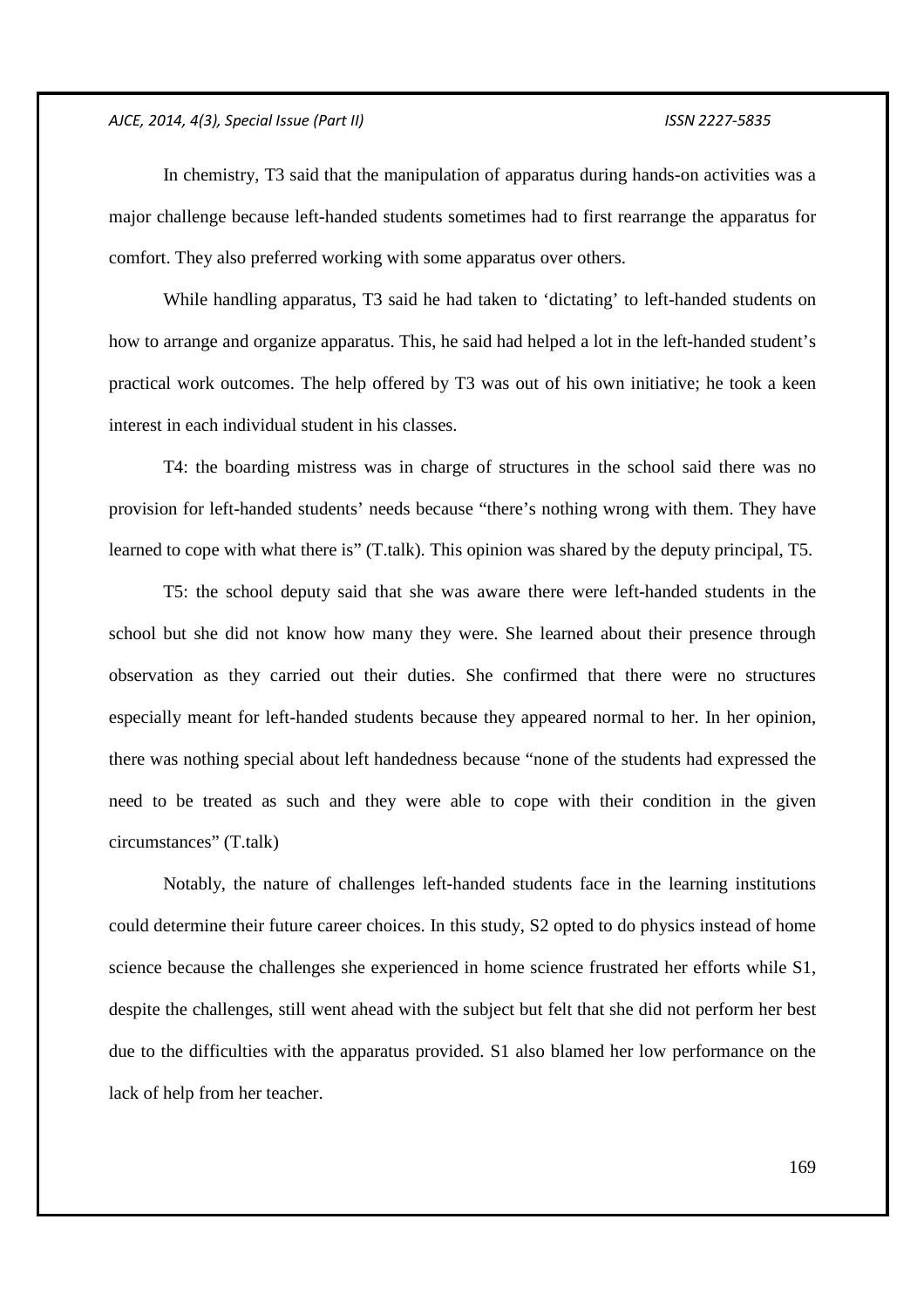In chemistry, T3 said that the manipulation of apparatus during hands-on activities was a major challenge because left-handed students sometimes had to first rearrange the apparatus for comfort. They also preferred working with some apparatus over others.

While handling apparatus, T3 said he had taken to 'dictating' to left-handed students on how to arrange and organize apparatus. This, he said had helped a lot in the left-handed student's practical work outcomes. The help offered by T3 was out of his own initiative; he took a keen interest in each individual student in his classes.

T4: the boarding mistress was in charge of structures in the school said there was no provision for left-handed students' needs because "there's nothing wrong with them. They have learned to cope with what there is" (T.talk). This opinion was shared by the deputy principal, T5.

T5: the school deputy said that she was aware there were left-handed students in the school but she did not know how many they were. She learned about their presence through observation as they carried out their duties. She confirmed that there were no structures especially meant for left-handed students because they appeared normal to her. In her opinion, there was nothing special about left handedness because "none of the students had expressed the need to be treated as such and they were able to cope with their condition in the given circumstances" (T.talk)

Notably, the nature of challenges left-handed students face in the learning institutions could determine their future career choices. In this study, S2 opted to do physics instead of home science because the challenges she experienced in home science frustrated her efforts while S1, despite the challenges, still went ahead with the subject but felt that she did not perform her best due to the difficulties with the apparatus provided. S1 also blamed her low performance on the lack of help from her teacher.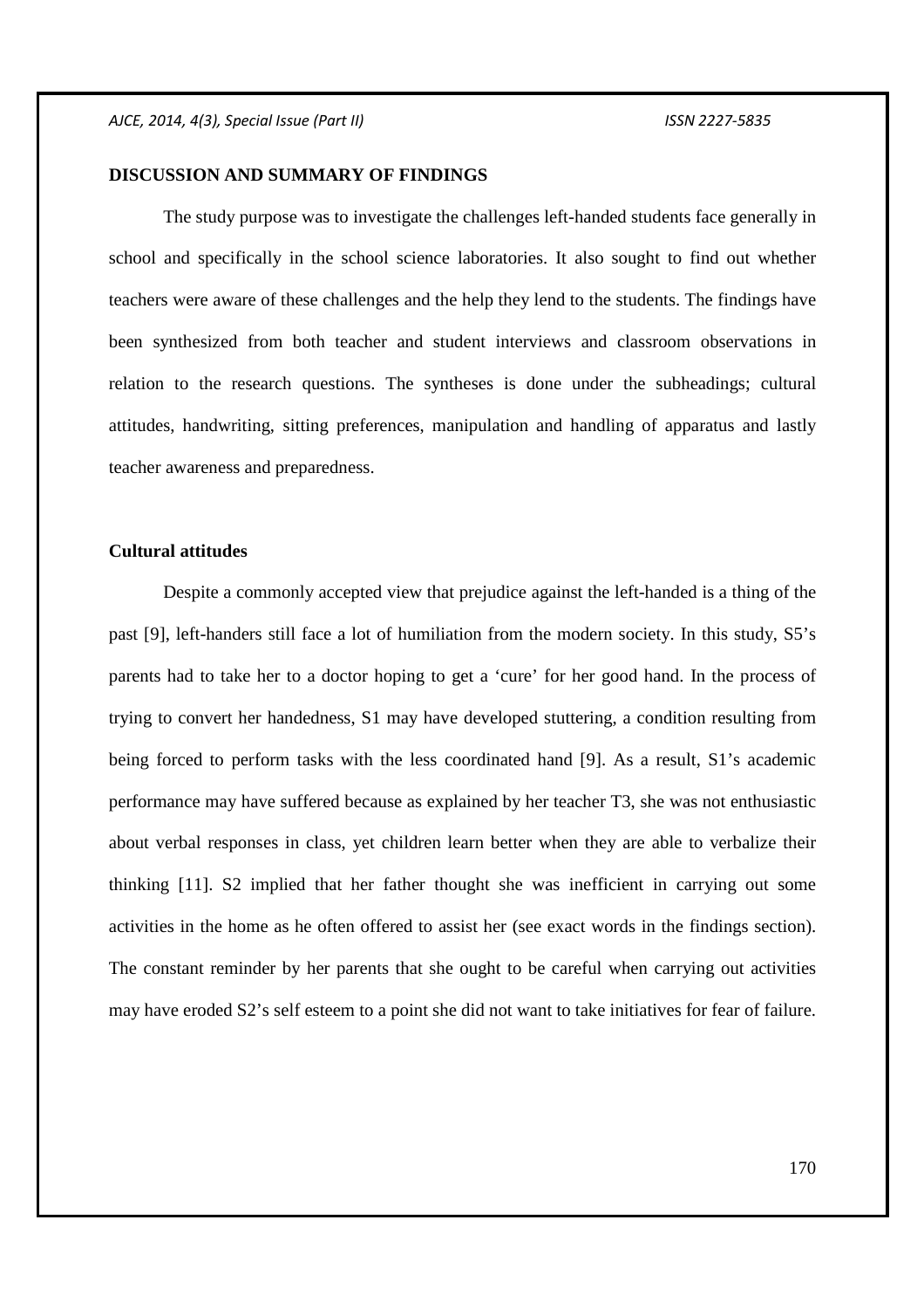**DISCUSSION AND SUMMARY OF FINDINGS**

The study purpose was to investigate the challenges left-handed students face generally in school and specifically in the school science laboratories. It also sought to find out whether teachers were aware of these challenges and the help they lend to the students. The findings have been synthesized from both teacher and student interviews and classroom observations in relation to the research questions. The syntheses is done under the subheadings; cultural attitudes, handwriting, sitting preferences, manipulation and handling of apparatus and lastly teacher awareness and preparedness.

**Cultural attitudes**

Despite a commonly accepted view that prejudice against the left-handed is a thing of the past [9], left-handers still face a lot of humiliation from the modern society. In this study, S5's parents had to take her to a doctor hoping to get a 'cure' for her good hand. In the process of trying to convert her handedness, S1 may have developed stuttering, a condition resulting from being forced to perform tasks with the less coordinated hand [9]. As a result, S1's academic performance may have suffered because as explained by her teacher T3, she was not enthusiastic about verbal responses in class, yet children learn better when they are able to verbalize their thinking [11]. S2 implied that her father thought she was inefficient in carrying out some activities in the home as he often offered to assist her (see exact words in the findings section). The constant reminder by her parents that she ought to be careful when carrying out activities may have eroded S2's self esteem to a point she did not want to take initiatives for fear of failure.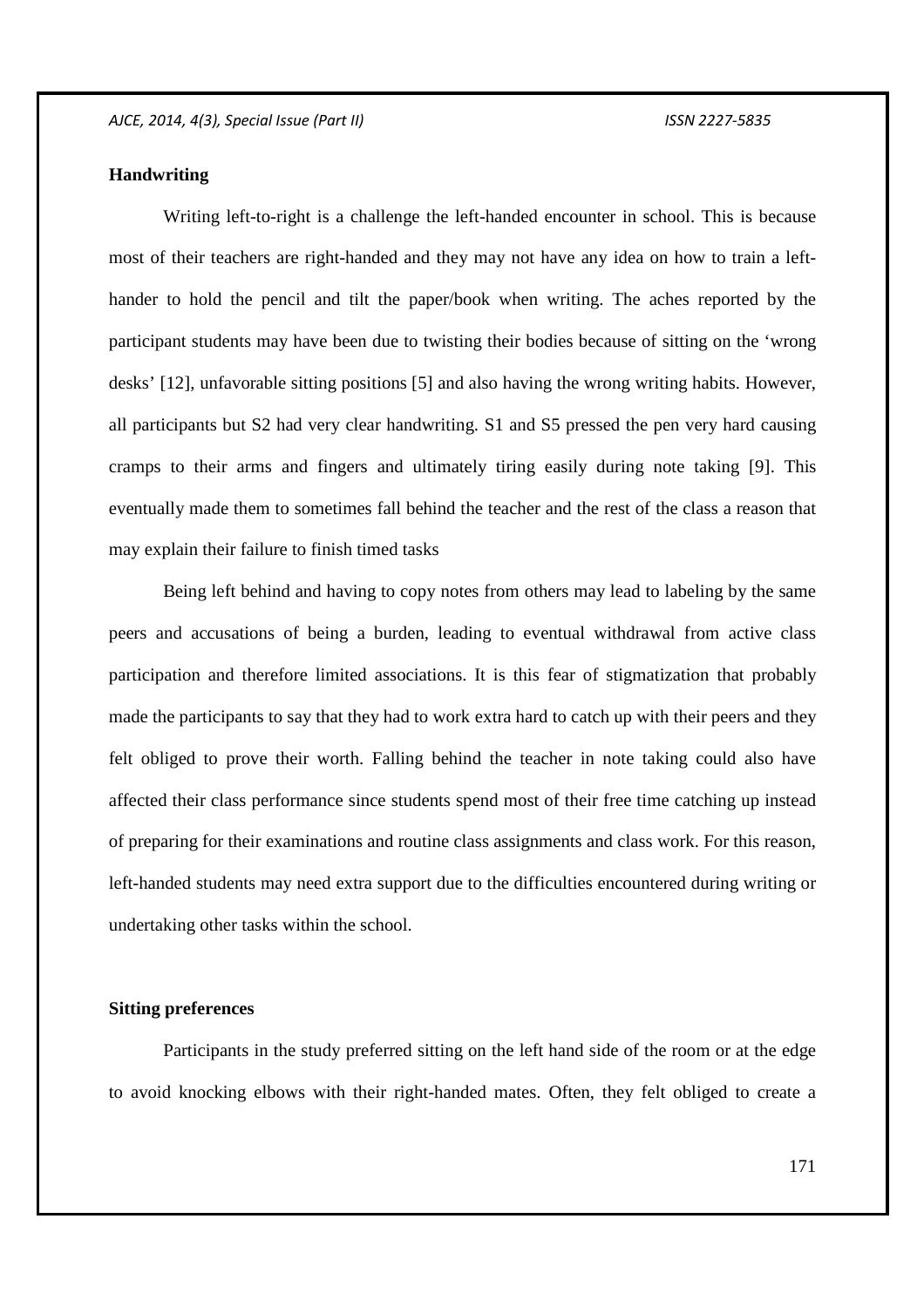**Handwriting**

Writing left-to-right is a challenge the left-handed encounter in school. This is because most of their teachers are right-handed and they may not have any idea on how to train a left-hander to hold the pencil and tilt the paper/book when writing. The aches reported by the participant students may have been due to twisting their bodies because of sitting on the 'wrong desks' [12], unfavorable sitting positions [5] and also having the wrong writing habits. However, all participants but S2 had very clear handwriting. S1 and S5 pressed the pen very hard causing cramps to their arms and fingers and ultimately tiring easily during note taking [9]. This eventually made them to sometimes fall behind the teacher and the rest of the class a reason that may explain their failure to finish timed tasks

Being left behind and having to copy notes from others may lead to labeling by the same peers and accusations of being a burden, leading to eventual withdrawal from active class participation and therefore limited associations. It is this fear of stigmatization that probably made the participants to say that they had to work extra hard to catch up with their peers and they felt obliged to prove their worth. Falling behind the teacher in note taking could also have affected their class performance since students spend most of their free time catching up instead of preparing for their examinations and routine class assignments and class work. For this reason, left-handed students may need extra support due to the difficulties encountered during writing or undertaking other tasks within the school.

**Sitting preferences**

Participants in the study preferred sitting on the left hand side of the room or at the edge to avoid knocking elbows with their right-handed mates. Often, they felt obliged to create a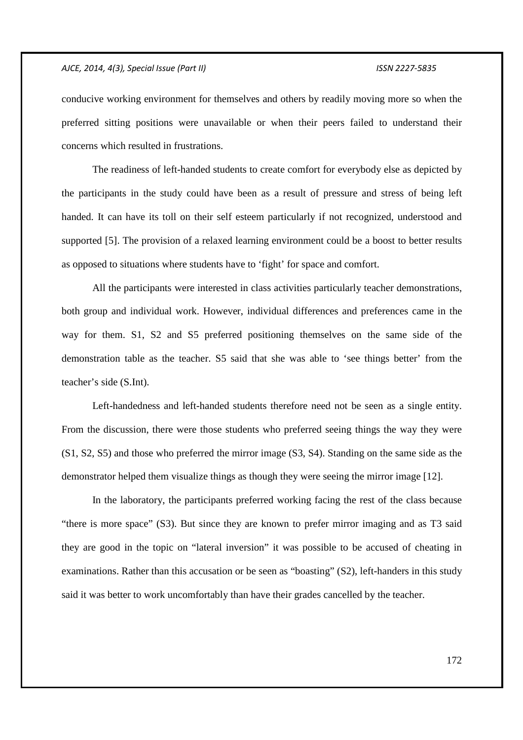conducive working environment for themselves and others by readily moving more so when the preferred sitting positions were unavailable or when their peers failed to understand their concerns which resulted in frustrations.

The readiness of left-handed students to create comfort for everybody else as depicted by the participants in the study could have been as a result of pressure and stress of being left handed. It can have its toll on their self esteem particularly if not recognized, understood and supported [5]. The provision of a relaxed learning environment could be a boost to better results as opposed to situations where students have to 'fight' for space and comfort.

All the participants were interested in class activities particularly teacher demonstrations, both group and individual work. However, individual differences and preferences came in the way for them. S1, S2 and S5 preferred positioning themselves on the same side of the demonstration table as the teacher. S5 said that she was able to 'see things better' from the teacher's side (S.Int).

Left-handedness and left-handed students therefore need not be seen as a single entity. From the discussion, there were those students who preferred seeing things the way they were (S1, S2, S5) and those who preferred the mirror image (S3, S4). Standing on the same side as the demonstrator helped them visualize things as though they were seeing the mirror image [12].

In the laboratory, the participants preferred working facing the rest of the class because "there is more space" (S3). But since they are known to prefer mirror imaging and as T3 said they are good in the topic on "lateral inversion" it was possible to be accused of cheating in examinations. Rather than this accusation or be seen as "boasting" (S2), left-handers in this study said it was better to work uncomfortably than have their grades cancelled by the teacher.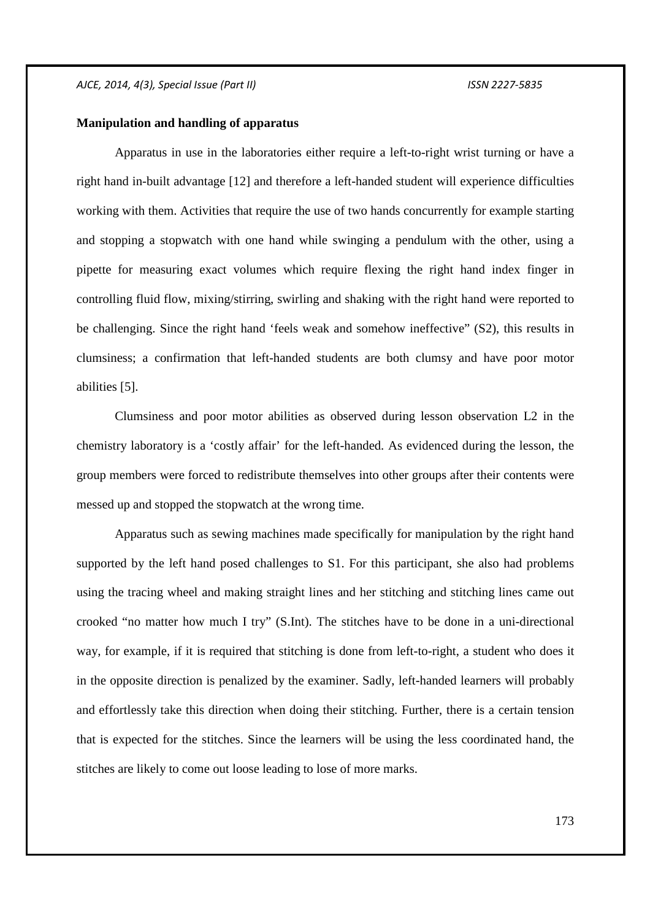**Manipulation and handling of apparatus**

Apparatus in use in the laboratories either require a left-to-right wrist turning or have a right hand in-built advantage [12] and therefore a left-handed student will experience difficulties working with them. Activities that require the use of two hands concurrently for example starting and stopping a stopwatch with one hand while swinging a pendulum with the other, using a pipette for measuring exact volumes which require flexing the right hand index finger in controlling fluid flow, mixing/stirring, swirling and shaking with the right hand were reported to be challenging. Since the right hand 'feels weak and somehow ineffective" (S2), this results in clumsiness; a confirmation that left-handed students are both clumsy and have poor motor abilities [5].

Clumsiness and poor motor abilities as observed during lesson observation L2 in the chemistry laboratory is a 'costly affair' for the left-handed. As evidenced during the lesson, the group members were forced to redistribute themselves into other groups after their contents were messed up and stopped the stopwatch at the wrong time.

Apparatus such as sewing machines made specifically for manipulation by the right hand supported by the left hand posed challenges to S1. For this participant, she also had problems using the tracing wheel and making straight lines and her stitching and stitching lines came out crooked "no matter how much I try" (S.Int). The stitches have to be done in a uni-directional way, for example, if it is required that stitching is done from left-to-right, a student who does it in the opposite direction is penalized by the examiner. Sadly, left-handed learners will probably and effortlessly take this direction when doing their stitching. Further, there is a certain tension that is expected for the stitches. Since the learners will be using the less coordinated hand, the stitches are likely to come out loose leading to lose of more marks.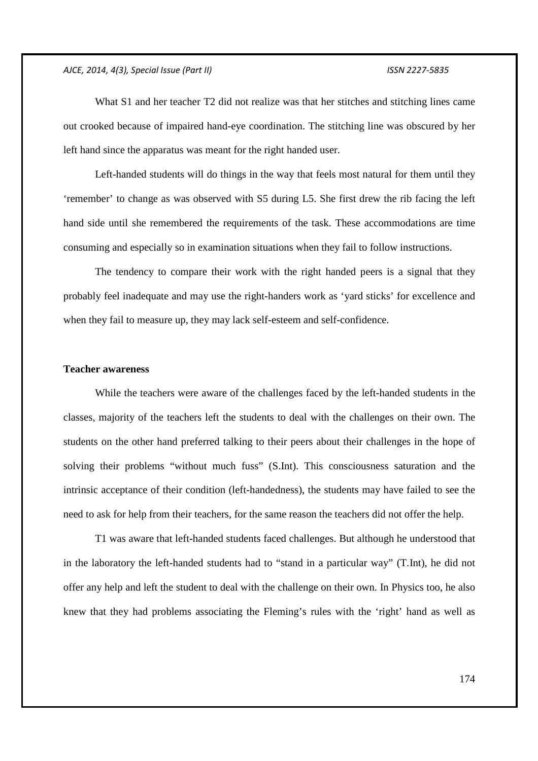What S1 and her teacher T2 did not realize was that her stitches and stitching lines came out crooked because of impaired hand-eye coordination. The stitching line was obscured by her left hand since the apparatus was meant for the right handed user.

Left-handed students will do things in the way that feels most natural for them until they 'remember' to change as was observed with S5 during L5. She first drew the rib facing the left hand side until she remembered the requirements of the task. These accommodations are time consuming and especially so in examination situations when they fail to follow instructions.

The tendency to compare their work with the right handed peers is a signal that they probably feel inadequate and may use the right-handers work as 'yard sticks' for excellence and when they fail to measure up, they may lack self-esteem and self-confidence.

**Teacher awareness**

While the teachers were aware of the challenges faced by the left-handed students in the classes, majority of the teachers left the students to deal with the challenges on their own. The students on the other hand preferred talking to their peers about their challenges in the hope of solving their problems "without much fuss" (S.Int). This consciousness saturation and the intrinsic acceptance of their condition (left-handedness), the students may have failed to see the need to ask for help from their teachers, for the same reason the teachers did not offer the help.

T1 was aware that left-handed students faced challenges. But although he understood that in the laboratory the left-handed students had to "stand in a particular way" (T.Int), he did not offer any help and left the student to deal with the challenge on their own. In Physics too, he also knew that they had problems associating the Fleming's rules with the 'right' hand as well as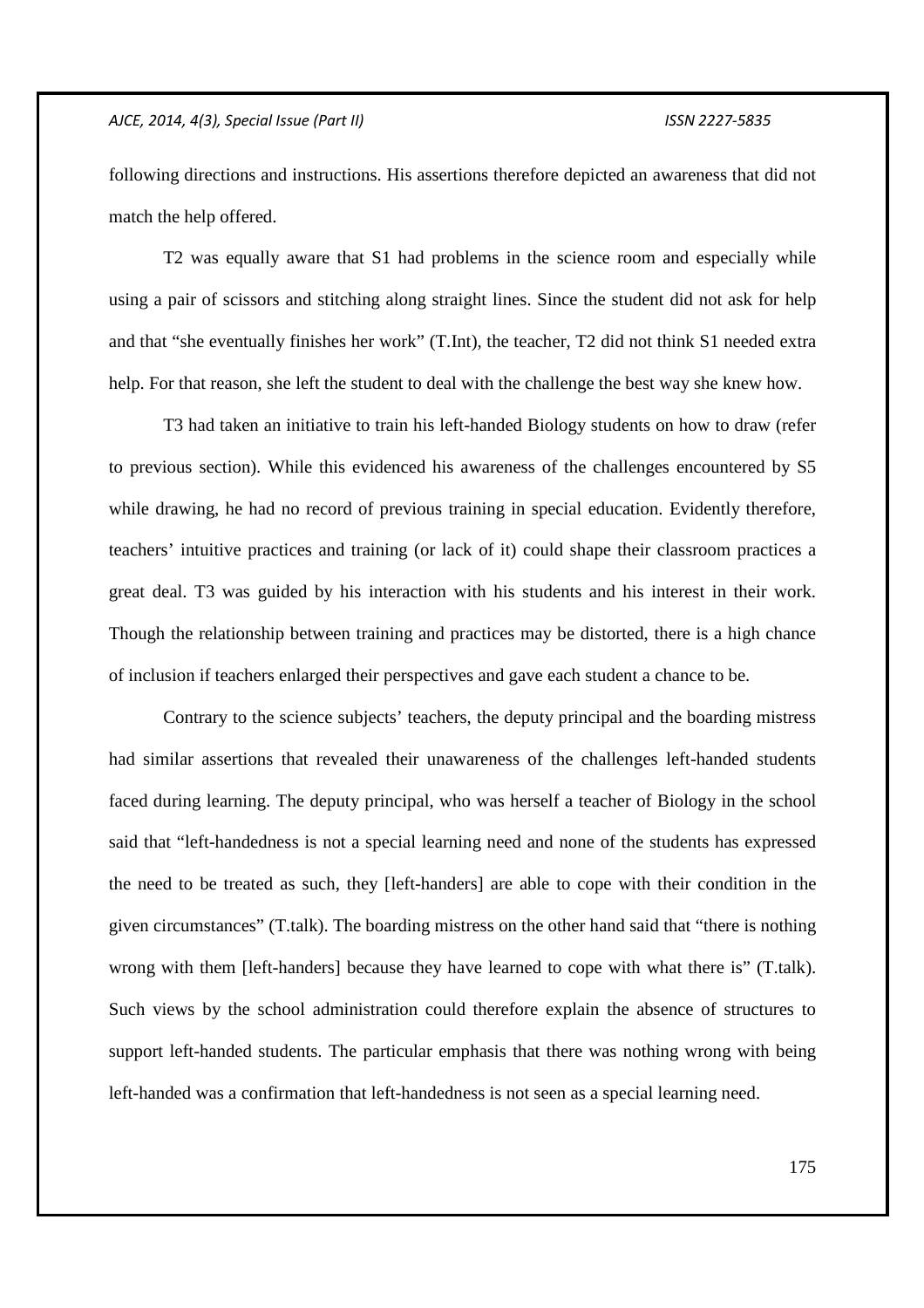following directions and instructions. His assertions therefore depicted an awareness that did not match the help offered.

T2 was equally aware that S1 had problems in the science room and especially while using a pair of scissors and stitching along straight lines. Since the student did not ask for help and that "she eventually finishes her work" (T.Int), the teacher, T2 did not think S1 needed extra help. For that reason, she left the student to deal with the challenge the best way she knew how.

T3 had taken an initiative to train his left-handed Biology students on how to draw (refer to previous section). While this evidenced his awareness of the challenges encountered by S5 while drawing, he had no record of previous training in special education. Evidently therefore, teachers' intuitive practices and training (or lack of it) could shape their classroom practices a great deal. T3 was guided by his interaction with his students and his interest in their work. Though the relationship between training and practices may be distorted, there is a high chance of inclusion if teachers enlarged their perspectives and gave each student a chance to be.

Contrary to the science subjects' teachers, the deputy principal and the boarding mistress had similar assertions that revealed their unawareness of the challenges left-handed students faced during learning. The deputy principal, who was herself a teacher of Biology in the school said that "left-handedness is not a special learning need and none of the students has expressed the need to be treated as such, they [left-handers] are able to cope with their condition in the given circumstances" (T.talk). The boarding mistress on the other hand said that "there is nothing wrong with them [left-handers] because they have learned to cope with what there is" (T.talk). Such views by the school administration could therefore explain the absence of structures to support left-handed students. The particular emphasis that there was nothing wrong with being left-handed was a confirmation that left-handedness is not seen as a special learning need.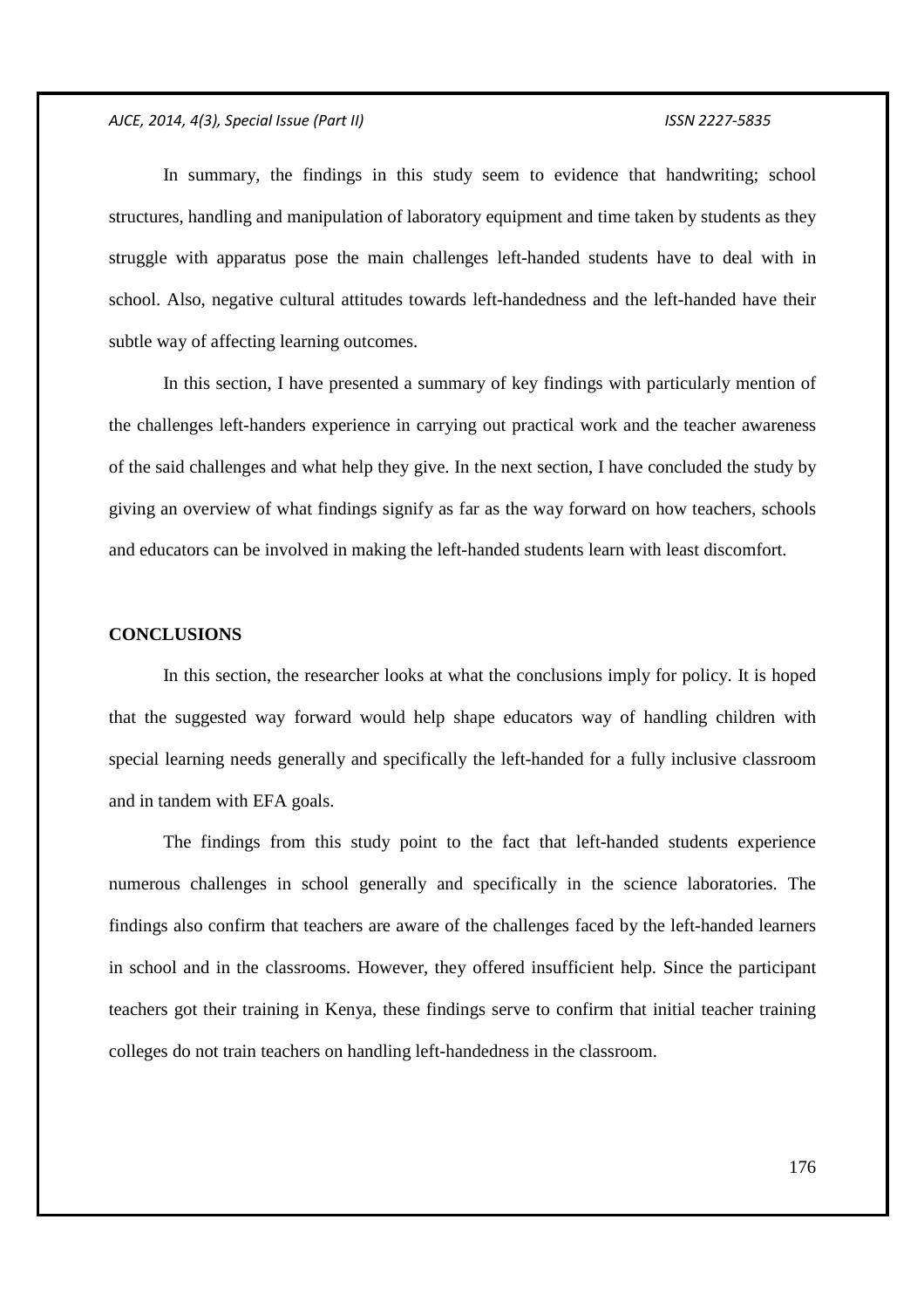In summary, the findings in this study seem to evidence that handwriting; school structures, handling and manipulation of laboratory equipment and time taken by students as they struggle with apparatus pose the main challenges left-handed students have to deal with in school. Also, negative cultural attitudes towards left-handedness and the left-handed have their subtle way of affecting learning outcomes.

In this section, I have presented a summary of key findings with particularly mention of the challenges left-handers experience in carrying out practical work and the teacher awareness of the said challenges and what help they give. In the next section, I have concluded the study by giving an overview of what findings signify as far as the way forward on how teachers, schools and educators can be involved in making the left-handed students learn with least discomfort.

## CONCLUSIONS

In this section, the researcher looks at what the conclusions imply for policy. It is hoped that the suggested way forward would help shape educators way of handling children with special learning needs generally and specifically the left-handed for a fully inclusive classroom and in tandem with EFA goals.

The findings from this study point to the fact that left-handed students experience numerous challenges in school generally and specifically in the science laboratories. The findings also confirm that teachers are aware of the challenges faced by the left-handed learners in school and in the classrooms. However, they offered insufficient help. Since the participant teachers got their training in Kenya, these findings serve to confirm that initial teacher training colleges do not train teachers on handling left-handedness in the classroom.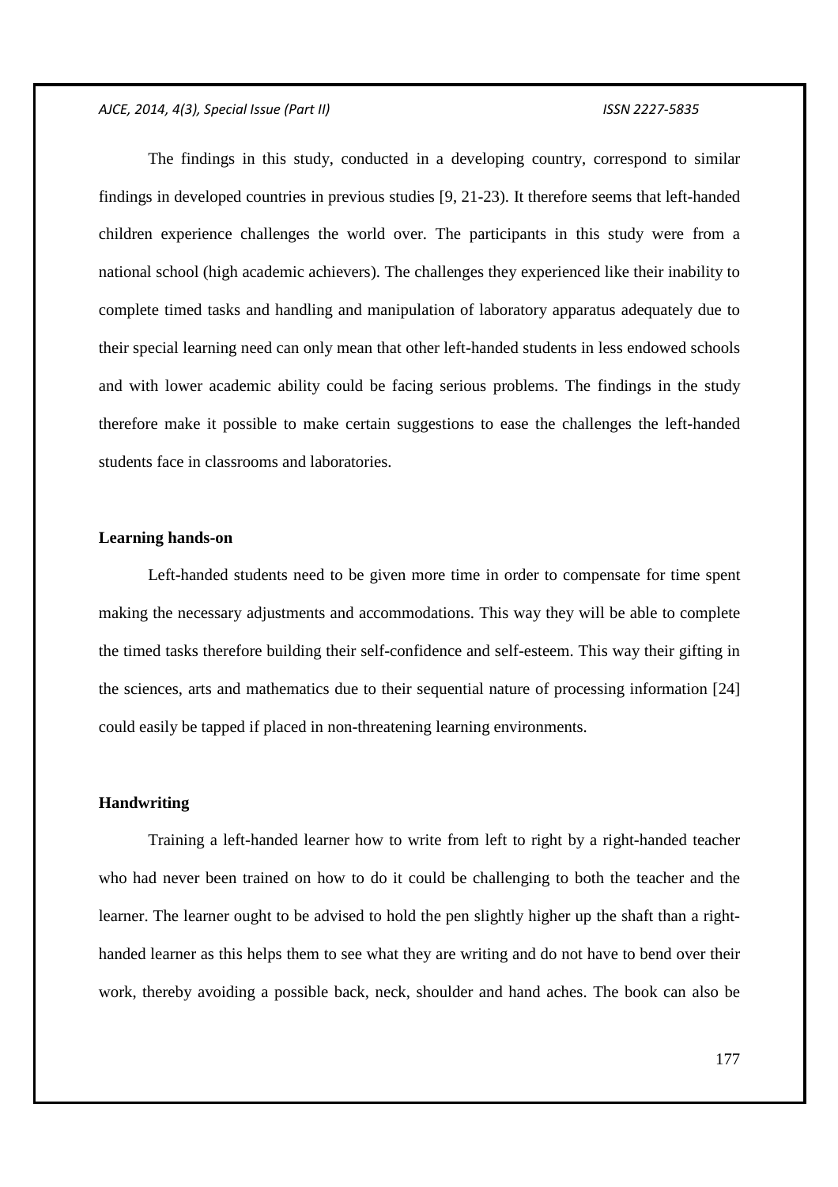The findings in this study, conducted in a developing country, correspond to similar findings in developed countries in previous studies [9, 21-23). It therefore seems that left-handed children experience challenges the world over. The participants in this study were from a national school (high academic achievers). The challenges they experienced like their inability to complete timed tasks and handling and manipulation of laboratory apparatus adequately due to their special learning need can only mean that other left-handed students in less endowed schools and with lower academic ability could be facing serious problems. The findings in the study therefore make it possible to make certain suggestions to ease the challenges the left-handed students face in classrooms and laboratories.

**Learning hands-on**

Left-handed students need to be given more time in order to compensate for time spent making the necessary adjustments and accommodations. This way they will be able to complete the timed tasks therefore building their self-confidence and self-esteem. This way their gifting in the sciences, arts and mathematics due to their sequential nature of processing information [24] could easily be tapped if placed in non-threatening learning environments.

**Handwriting**

Training a left-handed learner how to write from left to right by a right-handed teacher who had never been trained on how to do it could be challenging to both the teacher and the learner. The learner ought to be advised to hold the pen slightly higher up the shaft than a right-handed learner as this helps them to see what they are writing and do not have to bend over their work, thereby avoiding a possible back, neck, shoulder and hand aches. The book can also be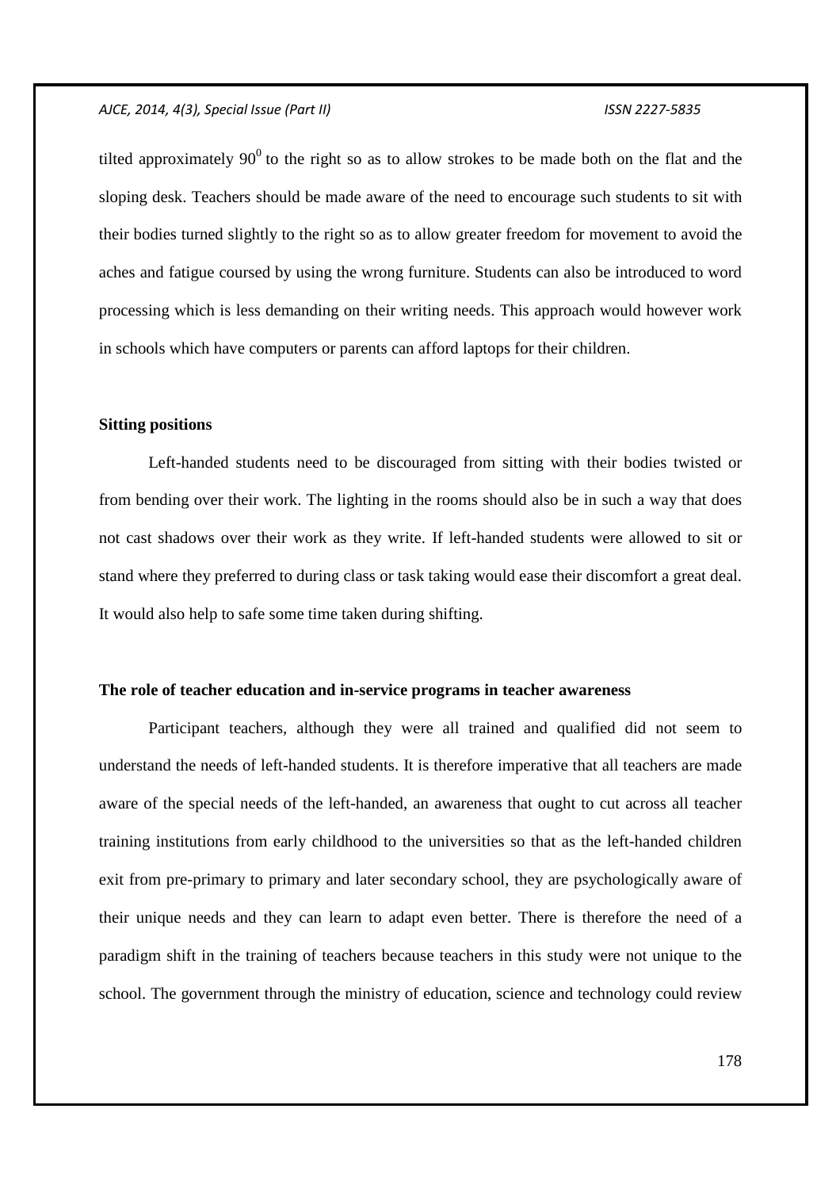tilted approximately $90^0$ to the right so as to allow strokes to be made both on the flat and the sloping desk. Teachers should be made aware of the need to encourage such students to sit with their bodies turned slightly to the right so as to allow greater freedom for movement to avoid the aches and fatigue coursed by using the wrong furniture. Students can also be introduced to word processing which is less demanding on their writing needs. This approach would however work in schools which have computers or parents can afford laptops for their children.

**Sitting positions**

Left-handed students need to be discouraged from sitting with their bodies twisted or from bending over their work. The lighting in the rooms should also be in such a way that does not cast shadows over their work as they write. If left-handed students were allowed to sit or stand where they preferred to during class or task taking would ease their discomfort a great deal. It would also help to safe some time taken during shifting.

**The role of teacher education and in-service programs in teacher awareness**

Participant teachers, although they were all trained and qualified did not seem to understand the needs of left-handed students. It is therefore imperative that all teachers are made aware of the special needs of the left-handed, an awareness that ought to cut across all teacher training institutions from early childhood to the universities so that as the left-handed children exit from pre-primary to primary and later secondary school, they are psychologically aware of their unique needs and they can learn to adapt even better. There is therefore the need of a paradigm shift in the training of teachers because teachers in this study were not unique to the school. The government through the ministry of education, science and technology could review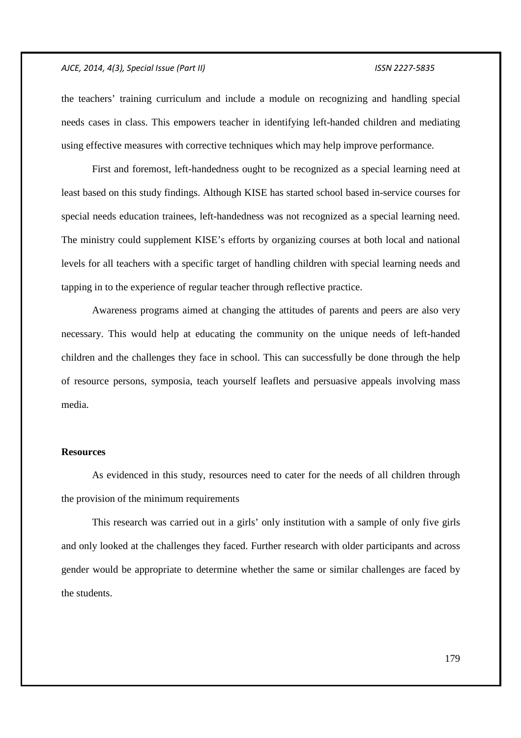the teachers' training curriculum and include a module on recognizing and handling special needs cases in class. This empowers teacher in identifying left-handed children and mediating using effective measures with corrective techniques which may help improve performance.

First and foremost, left-handedness ought to be recognized as a special learning need at least based on this study findings. Although KISE has started school based in-service courses for special needs education trainees, left-handedness was not recognized as a special learning need. The ministry could supplement KISE's efforts by organizing courses at both local and national levels for all teachers with a specific target of handling children with special learning needs and tapping in to the experience of regular teacher through reflective practice.

Awareness programs aimed at changing the attitudes of parents and peers are also very necessary. This would help at educating the community on the unique needs of left-handed children and the challenges they face in school. This can successfully be done through the help of resource persons, symposia, teach yourself leaflets and persuasive appeals involving mass media.

**Resources**

As evidenced in this study, resources need to cater for the needs of all children through the provision of the minimum requirements

This research was carried out in a girls' only institution with a sample of only five girls and only looked at the challenges they faced. Further research with older participants and across gender would be appropriate to determine whether the same or similar challenges are faced by the students.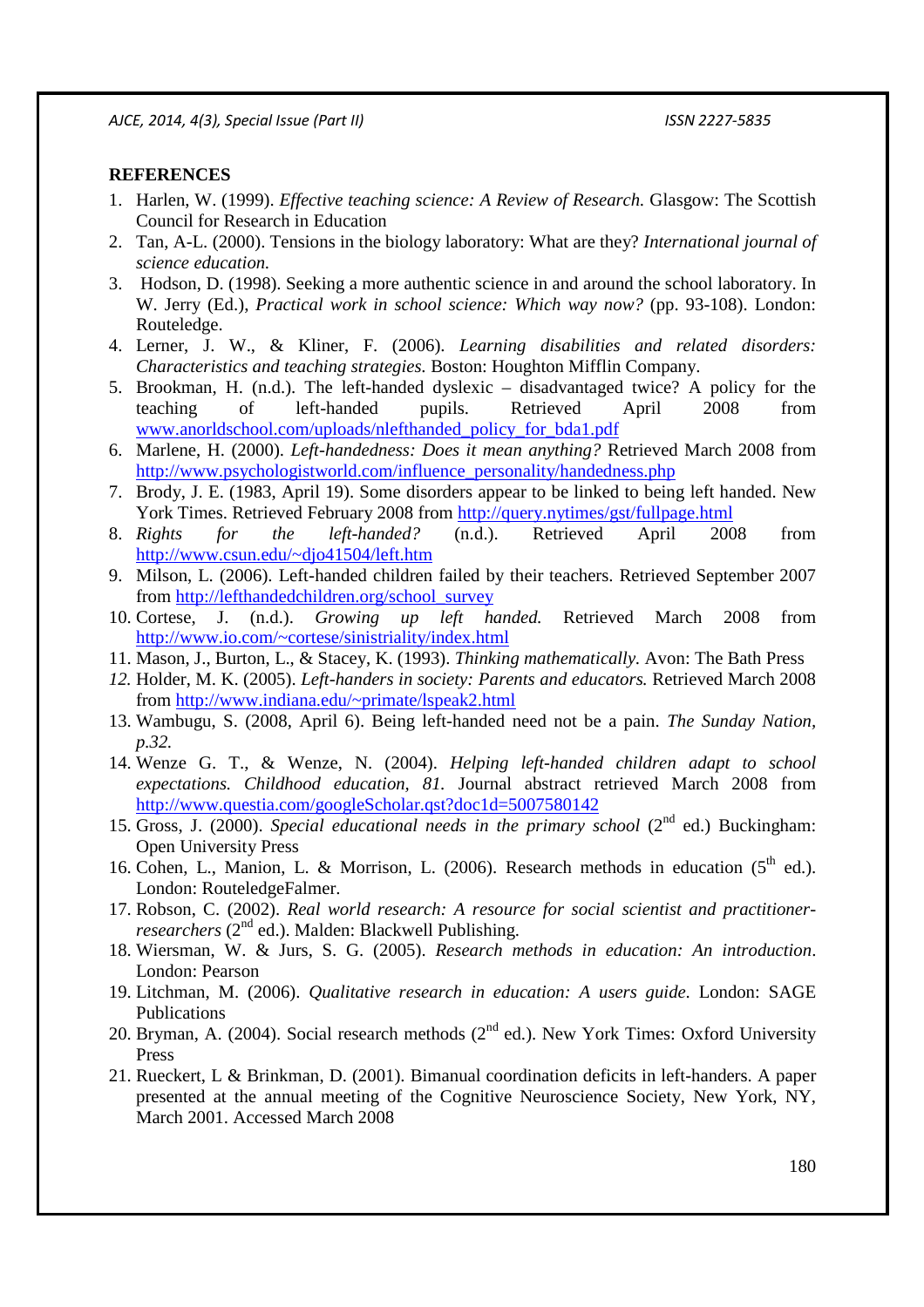**REFERENCES**

1. Harlen, W. (1999). *Effective teaching science: A Review of Research.* Glasgow: The Scottish Council for Research in Education
2. Tan, A-L. (2000). Tensions in the biology laboratory: What are they? *International journal of science education.*
3. Hodson, D. (1998). Seeking a more authentic science in and around the school laboratory. In W. Jerry (Ed.), *Practical work in school science: Which way now?* (pp. 93-108). London: Routeledge.
4. Lerner, J. W., & Kliner, F. (2006). *Learning disabilities and related disorders: Characteristics and teaching strategies.* Boston: Houghton Mifflin Company.
5. Brookman, H. (n.d.). The left-handed dyslexic – disadvantaged twice? A policy for the teaching of left-handed pupils. Retrieved April 2008 from www.anorldschool.com/uploads/nlefthanded_policy_for_bda1.pdf
6. Marlene, H. (2000). *Left-handedness: Does it mean anything?* Retrieved March 2008 from http://www.psychologistworld.com/influence_personality/handedness.php
7. Brody, J. E. (1983, April 19). Some disorders appear to be linked to being left handed. New York Times. Retrieved February 2008 from http://query.nytimes/gst/fullpage.html
8. *Rights for the left-handed?* (n.d.). Retrieved April 2008 from http://www.csun.edu/~djo41504/left.htm
9. Milson, L. (2006). Left-handed children failed by their teachers. Retrieved September 2007 from http://lefthandedchildren.org/school_survey
10. Cortese, J. (n.d.). *Growing up left handed.* Retrieved March 2008 from http://www.io.com/~cortese/sinistriality/index.html
11. Mason, J., Burton, L., & Stacey, K. (1993). *Thinking mathematically.* Avon: The Bath Press
12. Holder, M. K. (2005). *Left-handers in society: Parents and educators.* Retrieved March 2008 from http://www.indiana.edu/~primate/lspeak2.html
13. Wambugu, S. (2008, April 6). Being left-handed need not be a pain. *The Sunday Nation, p.32.*
14. Wenze G. T., & Wenze, N. (2004). *Helping left-handed children adapt to school expectations. Childhood education, 81.* Journal abstract retrieved March 2008 from http://www.questia.com/googleScholar.qst?doc1d=5007580142
15. Gross, J. (2000). *Special educational needs in the primary school* (2nd ed.) Buckingham: Open University Press
16. Cohen, L., Manion, L. & Morrison, L. (2006). Research methods in education (5th ed.). London: RouteledgeFalmer.
17. Robson, C. (2002). *Real world research: A resource for social scientist and practitioner-researchers* (2nd ed.). Malden: Blackwell Publishing.
18. Wiersman, W. & Jurs, S. G. (2005). *Research methods in education: An introduction*. London: Pearson
19. Litchman, M. (2006). *Qualitative research in education: A users guide*. London: SAGE Publications
20. Bryman, A. (2004). Social research methods (2nd ed.). New York Times: Oxford University Press
21. Rueckert, L & Brinkman, D. (2001). Bimanual coordination deficits in left-handers. A paper presented at the annual meeting of the Cognitive Neuroscience Society, New York, NY, March 2001. Accessed March 2008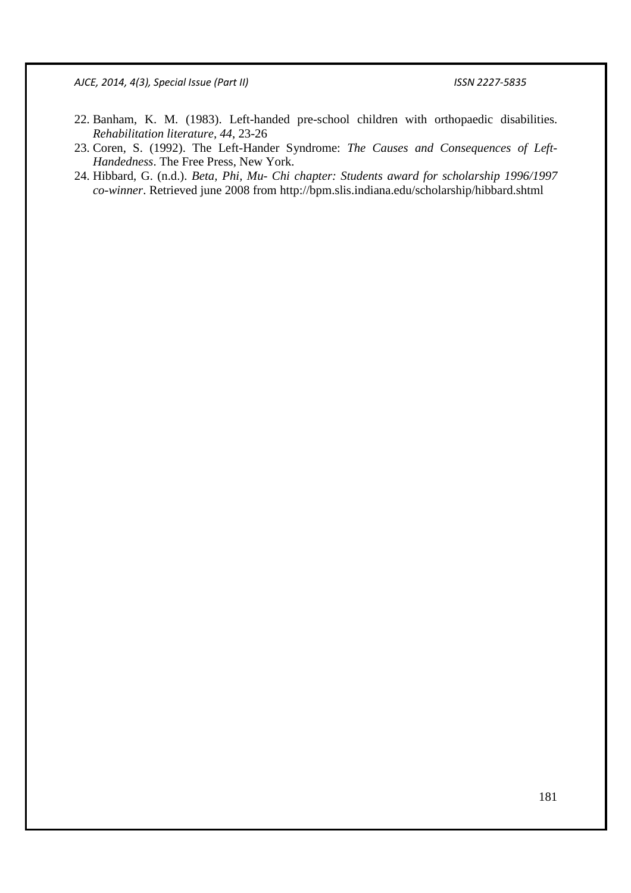22. Banham, K. M. (1983). Left-handed pre-school children with orthopaedic disabilities. *Rehabilitation literature*, *44*, 23-26
23. Coren, S. (1992). The Left-Hander Syndrome: *The Causes and Consequences of Left-Handedness*. The Free Press, New York.
24. Hibbard, G. (n.d.). *Beta, Phi, Mu- Chi chapter: Students award for scholarship 1996/1997 co-winner*. Retrieved june 2008 from http://bpm.slis.indiana.edu/scholarship/hibbard.shtml